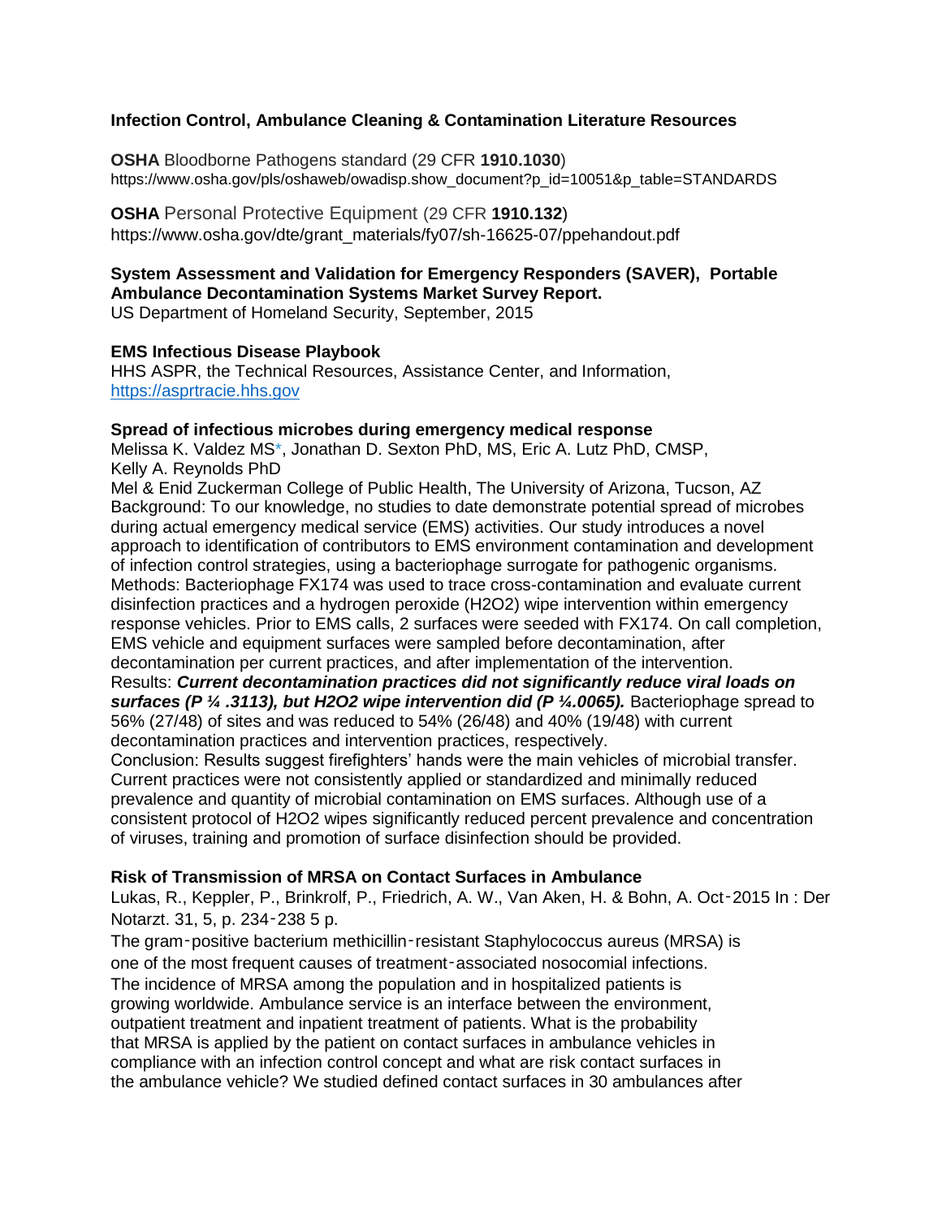# Infection Control, Ambulance Cleaning & Contamination Literature Resources

**OSHA** Bloodborne Pathogens standard (29 CFR **1910.1030**)
https://www.osha.gov/pls/oshaweb/owadisp.show_document?p_id=10051&p_table=STANDARDS

**OSHA** Personal Protective Equipment (29 CFR **1910.132**)
https://www.osha.gov/dte/grant_materials/fy07/sh-16625-07/ppehandout.pdf

**System Assessment and Validation for Emergency Responders (SAVER), Portable Ambulance Decontamination Systems Market Survey Report.**
US Department of Homeland Security, September, 2015

**EMS Infectious Disease Playbook**
HHS ASPR, the Technical Resources, Assistance Center, and Information,
https://asprtracie.hhs.gov

**Spread of infectious microbes during emergency medical response**
Melissa K. Valdez MS*, Jonathan D. Sexton PhD, MS, Eric A. Lutz PhD, CMSP, Kelly A. Reynolds PhD
Mel & Enid Zuckerman College of Public Health, The University of Arizona, Tucson, AZ
Background: To our knowledge, no studies to date demonstrate potential spread of microbes during actual emergency medical service (EMS) activities. Our study introduces a novel approach to identification of contributors to EMS environment contamination and development of infection control strategies, using a bacteriophage surrogate for pathogenic organisms.
Methods: Bacteriophage FX174 was used to trace cross-contamination and evaluate current disinfection practices and a hydrogen peroxide ($H_2O_2$) wipe intervention within emergency response vehicles. Prior to EMS calls, 2 surfaces were seeded with FX174. On call completion, EMS vehicle and equipment surfaces were sampled before decontamination, after decontamination per current practices, and after implementation of the intervention.
Results: ***Current decontamination practices did not significantly reduce viral loads on surfaces (P ¼ .3113), but $H_2O_2$ wipe intervention did (P ¼.0065).*** Bacteriophage spread to 56% (27/48) of sites and was reduced to 54% (26/48) and 40% (19/48) with current decontamination practices and intervention practices, respectively.
Conclusion: Results suggest firefighters' hands were the main vehicles of microbial transfer. Current practices were not consistently applied or standardized and minimally reduced prevalence and quantity of microbial contamination on EMS surfaces. Although use of a consistent protocol of $H_2O_2$ wipes significantly reduced percent prevalence and concentration of viruses, training and promotion of surface disinfection should be provided.

**Risk of Transmission of MRSA on Contact Surfaces in Ambulance**
Lukas, R., Keppler, P., Brinkrolf, P., Friedrich, A. W., Van Aken, H. & Bohn, A. Oct‑2015 In : Der Notarzt. 31, 5, p. 234‑238 5 p.
The gram‑positive bacterium methicillin‑resistant Staphylococcus aureus (MRSA) is one of the most frequent causes of treatment‑associated nosocomial infections. The incidence of MRSA among the population and in hospitalized patients is growing worldwide. Ambulance service is an interface between the environment, outpatient treatment and inpatient treatment of patients. What is the probability that MRSA is applied by the patient on contact surfaces in ambulance vehicles in compliance with an infection control concept and what are risk contact surfaces in the ambulance vehicle? We studied defined contact surfaces in 30 ambulances after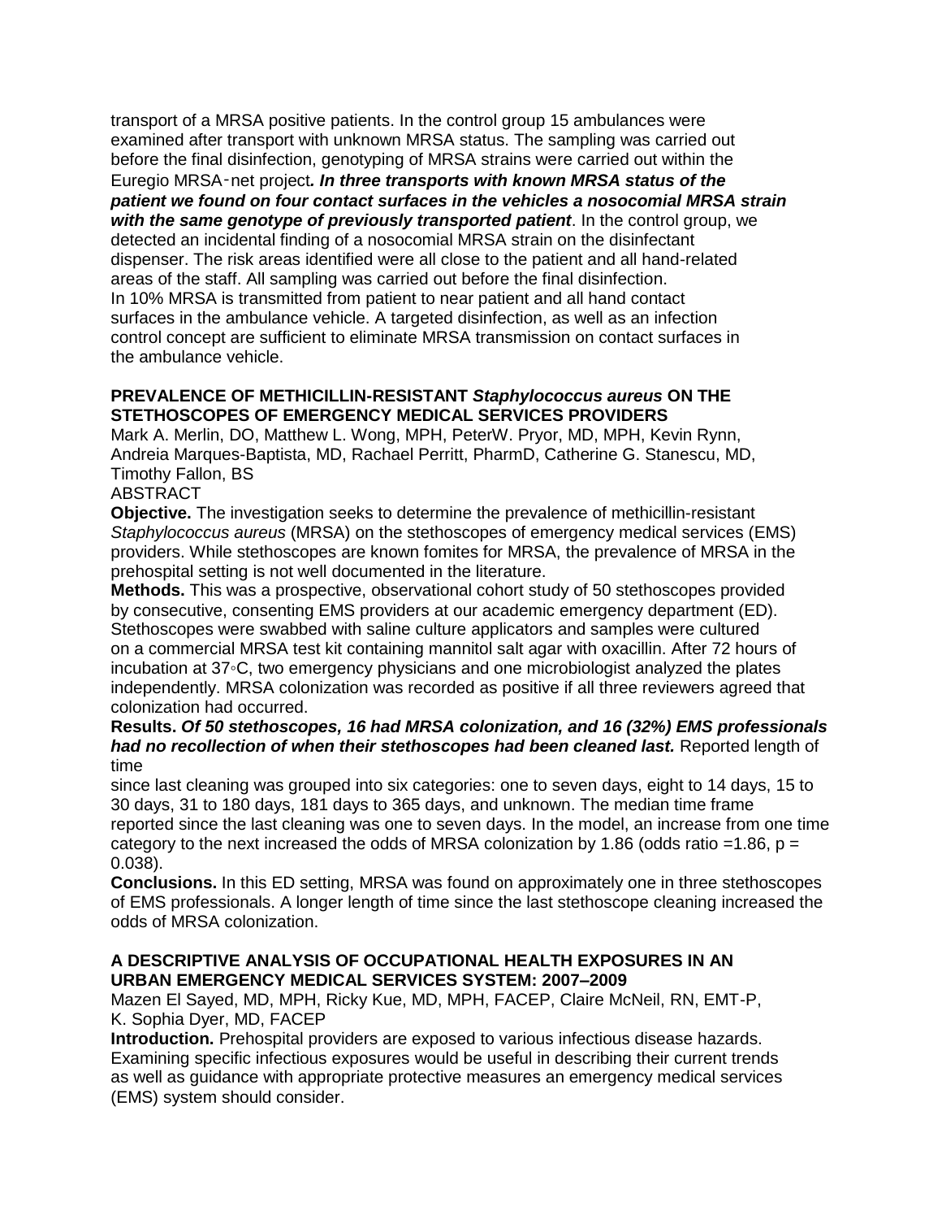transport of a MRSA positive patients. In the control group 15 ambulances were examined after transport with unknown MRSA status. The sampling was carried out before the final disinfection, genotyping of MRSA strains were carried out within the Euregio MRSA‑net project***. In three transports with known MRSA status of the patient we found on four contact surfaces in the vehicles a nosocomial MRSA strain with the same genotype of previously transported patient***. In the control group, we detected an incidental finding of a nosocomial MRSA strain on the disinfectant dispenser. The risk areas identified were all close to the patient and all hand-related areas of the staff. All sampling was carried out before the final disinfection.
In 10% MRSA is transmitted from patient to near patient and all hand contact surfaces in the ambulance vehicle. A targeted disinfection, as well as an infection control concept are sufficient to eliminate MRSA transmission on contact surfaces in the ambulance vehicle.

### PREVALENCE OF METHICILLIN-RESISTANT *Staphylococcus aureus* ON THE STETHOSCOPES OF EMERGENCY MEDICAL SERVICES PROVIDERS

Mark A. Merlin, DO, Matthew L. Wong, MPH, PeterW. Pryor, MD, MPH, Kevin Rynn, Andreia Marques-Baptista, MD, Rachael Perritt, PharmD, Catherine G. Stanescu, MD, Timothy Fallon, BS

ABSTRACT

**Objective.** The investigation seeks to determine the prevalence of methicillin-resistant *Staphylococcus aureus* (MRSA) on the stethoscopes of emergency medical services (EMS) providers. While stethoscopes are known fomites for MRSA, the prevalence of MRSA in the prehospital setting is not well documented in the literature.

**Methods.** This was a prospective, observational cohort study of 50 stethoscopes provided by consecutive, consenting EMS providers at our academic emergency department (ED). Stethoscopes were swabbed with saline culture applicators and samples were cultured on a commercial MRSA test kit containing mannitol salt agar with oxacillin. After 72 hours of incubation at 37◦C, two emergency physicians and one microbiologist analyzed the plates independently. MRSA colonization was recorded as positive if all three reviewers agreed that colonization had occurred.

**Results.** ***Of 50 stethoscopes, 16 had MRSA colonization, and 16 (32%) EMS professionals had no recollection of when their stethoscopes had been cleaned last.*** Reported length of time
since last cleaning was grouped into six categories: one to seven days, eight to 14 days, 15 to 30 days, 31 to 180 days, 181 days to 365 days, and unknown. The median time frame reported since the last cleaning was one to seven days. In the model, an increase from one time category to the next increased the odds of MRSA colonization by 1.86 (odds ratio =1.86, $p = 0.038$).

**Conclusions.** In this ED setting, MRSA was found on approximately one in three stethoscopes of EMS professionals. A longer length of time since the last stethoscope cleaning increased the odds of MRSA colonization.

### A DESCRIPTIVE ANALYSIS OF OCCUPATIONAL HEALTH EXPOSURES IN AN URBAN EMERGENCY MEDICAL SERVICES SYSTEM: 2007–2009

Mazen El Sayed, MD, MPH, Ricky Kue, MD, MPH, FACEP, Claire McNeil, RN, EMT-P, K. Sophia Dyer, MD, FACEP

**Introduction.** Prehospital providers are exposed to various infectious disease hazards. Examining specific infectious exposures would be useful in describing their current trends as well as guidance with appropriate protective measures an emergency medical services (EMS) system should consider.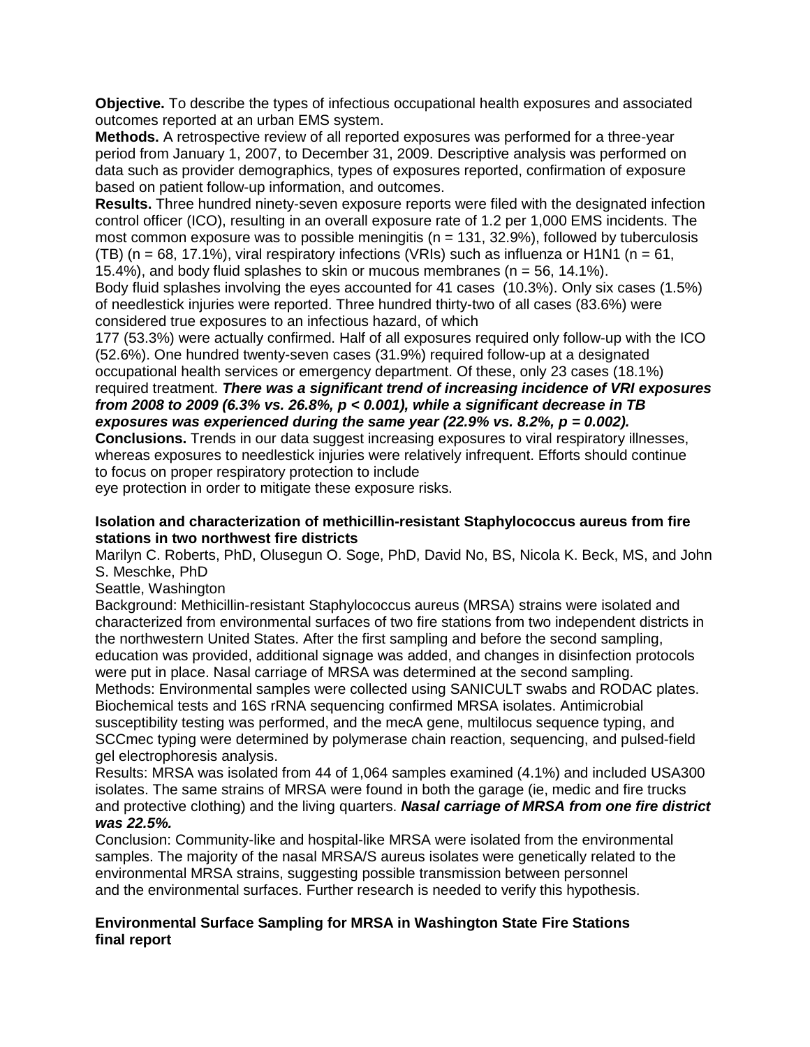**Objective.** To describe the types of infectious occupational health exposures and associated outcomes reported at an urban EMS system.

**Methods.** A retrospective review of all reported exposures was performed for a three-year period from January 1, 2007, to December 31, 2009. Descriptive analysis was performed on data such as provider demographics, types of exposures reported, confirmation of exposure based on patient follow-up information, and outcomes.

**Results.** Three hundred ninety-seven exposure reports were filed with the designated infection control officer (ICO), resulting in an overall exposure rate of 1.2 per 1,000 EMS incidents. The most common exposure was to possible meningitis (n = 131, 32.9%), followed by tuberculosis (TB) (n = 68, 17.1%), viral respiratory infections (VRIs) such as influenza or H1N1 (n = 61, 15.4%), and body fluid splashes to skin or mucous membranes (n = 56, 14.1%). Body fluid splashes involving the eyes accounted for 41 cases (10.3%). Only six cases (1.5%) of needlestick injuries were reported. Three hundred thirty-two of all cases (83.6%) were considered true exposures to an infectious hazard, of which 177 (53.3%) were actually confirmed. Half of all exposures required only follow-up with the ICO (52.6%). One hundred twenty-seven cases (31.9%) required follow-up at a designated occupational health services or emergency department. Of these, only 23 cases (18.1%) required treatment. ***There was a significant trend of increasing incidence of VRI exposures from 2008 to 2009 (6.3% vs. 26.8%, $p < 0.001$), while a significant decrease in TB exposures was experienced during the same year (22.9% vs. 8.2%, $p = 0.002$).***

**Conclusions.** Trends in our data suggest increasing exposures to viral respiratory illnesses, whereas exposures to needlestick injuries were relatively infrequent. Efforts should continue to focus on proper respiratory protection to include eye protection in order to mitigate these exposure risks.

**Isolation and characterization of methicillin-resistant Staphylococcus aureus from fire stations in two northwest fire districts**

Marilyn C. Roberts, PhD, Olusegun O. Soge, PhD, David No, BS, Nicola K. Beck, MS, and John S. Meschke, PhD

Seattle, Washington

Background: Methicillin-resistant Staphylococcus aureus (MRSA) strains were isolated and characterized from environmental surfaces of two fire stations from two independent districts in the northwestern United States. After the first sampling and before the second sampling, education was provided, additional signage was added, and changes in disinfection protocols were put in place. Nasal carriage of MRSA was determined at the second sampling.

Methods: Environmental samples were collected using SANICULT swabs and RODAC plates. Biochemical tests and 16S rRNA sequencing confirmed MRSA isolates. Antimicrobial susceptibility testing was performed, and the mecA gene, multilocus sequence typing, and SCCmec typing were determined by polymerase chain reaction, sequencing, and pulsed-field gel electrophoresis analysis.

Results: MRSA was isolated from 44 of 1,064 samples examined (4.1%) and included USA300 isolates. The same strains of MRSA were found in both the garage (ie, medic and fire trucks and protective clothing) and the living quarters. ***Nasal carriage of MRSA from one fire district was 22.5%.***

Conclusion: Community-like and hospital-like MRSA were isolated from the environmental samples. The majority of the nasal MRSA/S aureus isolates were genetically related to the environmental MRSA strains, suggesting possible transmission between personnel and the environmental surfaces. Further research is needed to verify this hypothesis.

**Environmental Surface Sampling for MRSA in Washington State Fire Stations final report**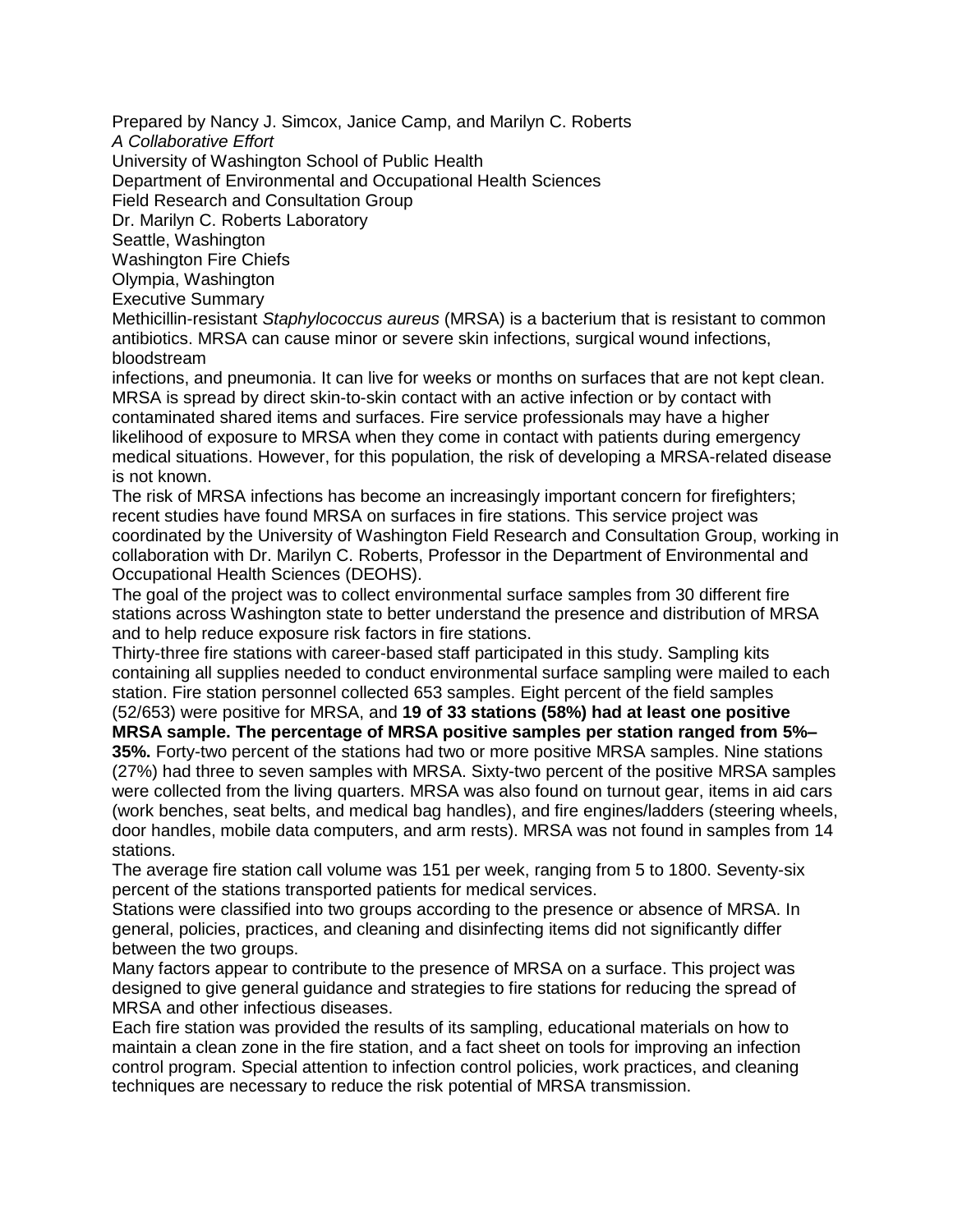Prepared by Nancy J. Simcox, Janice Camp, and Marilyn C. Roberts

*A Collaborative Effort*

University of Washington School of Public Health

Department of Environmental and Occupational Health Sciences

Field Research and Consultation Group

Dr. Marilyn C. Roberts Laboratory

Seattle, Washington

Washington Fire Chiefs

Olympia, Washington

## Executive Summary

Methicillin-resistant *Staphylococcus aureus* (MRSA) is a bacterium that is resistant to common antibiotics. MRSA can cause minor or severe skin infections, surgical wound infections, bloodstream infections, and pneumonia. It can live for weeks or months on surfaces that are not kept clean. MRSA is spread by direct skin-to-skin contact with an active infection or by contact with contaminated shared items and surfaces. Fire service professionals may have a higher likelihood of exposure to MRSA when they come in contact with patients during emergency medical situations. However, for this population, the risk of developing a MRSA-related disease is not known.

The risk of MRSA infections has become an increasingly important concern for firefighters; recent studies have found MRSA on surfaces in fire stations. This service project was coordinated by the University of Washington Field Research and Consultation Group, working in collaboration with Dr. Marilyn C. Roberts, Professor in the Department of Environmental and Occupational Health Sciences (DEOHS).

The goal of the project was to collect environmental surface samples from 30 different fire stations across Washington state to better understand the presence and distribution of MRSA and to help reduce exposure risk factors in fire stations.

Thirty-three fire stations with career-based staff participated in this study. Sampling kits containing all supplies needed to conduct environmental surface sampling were mailed to each station. Fire station personnel collected 653 samples. Eight percent of the field samples (52/653) were positive for MRSA, and **19 of 33 stations (58%) had at least one positive MRSA sample. The percentage of MRSA positive samples per station ranged from 5%–35%.** Forty-two percent of the stations had two or more positive MRSA samples. Nine stations (27%) had three to seven samples with MRSA. Sixty-two percent of the positive MRSA samples were collected from the living quarters. MRSA was also found on turnout gear, items in aid cars (work benches, seat belts, and medical bag handles), and fire engines/ladders (steering wheels, door handles, mobile data computers, and arm rests). MRSA was not found in samples from 14 stations.

The average fire station call volume was 151 per week, ranging from 5 to 1800. Seventy-six percent of the stations transported patients for medical services.

Stations were classified into two groups according to the presence or absence of MRSA. In general, policies, practices, and cleaning and disinfecting items did not significantly differ between the two groups.

Many factors appear to contribute to the presence of MRSA on a surface. This project was designed to give general guidance and strategies to fire stations for reducing the spread of MRSA and other infectious diseases.

Each fire station was provided the results of its sampling, educational materials on how to maintain a clean zone in the fire station, and a fact sheet on tools for improving an infection control program. Special attention to infection control policies, work practices, and cleaning techniques are necessary to reduce the risk potential of MRSA transmission.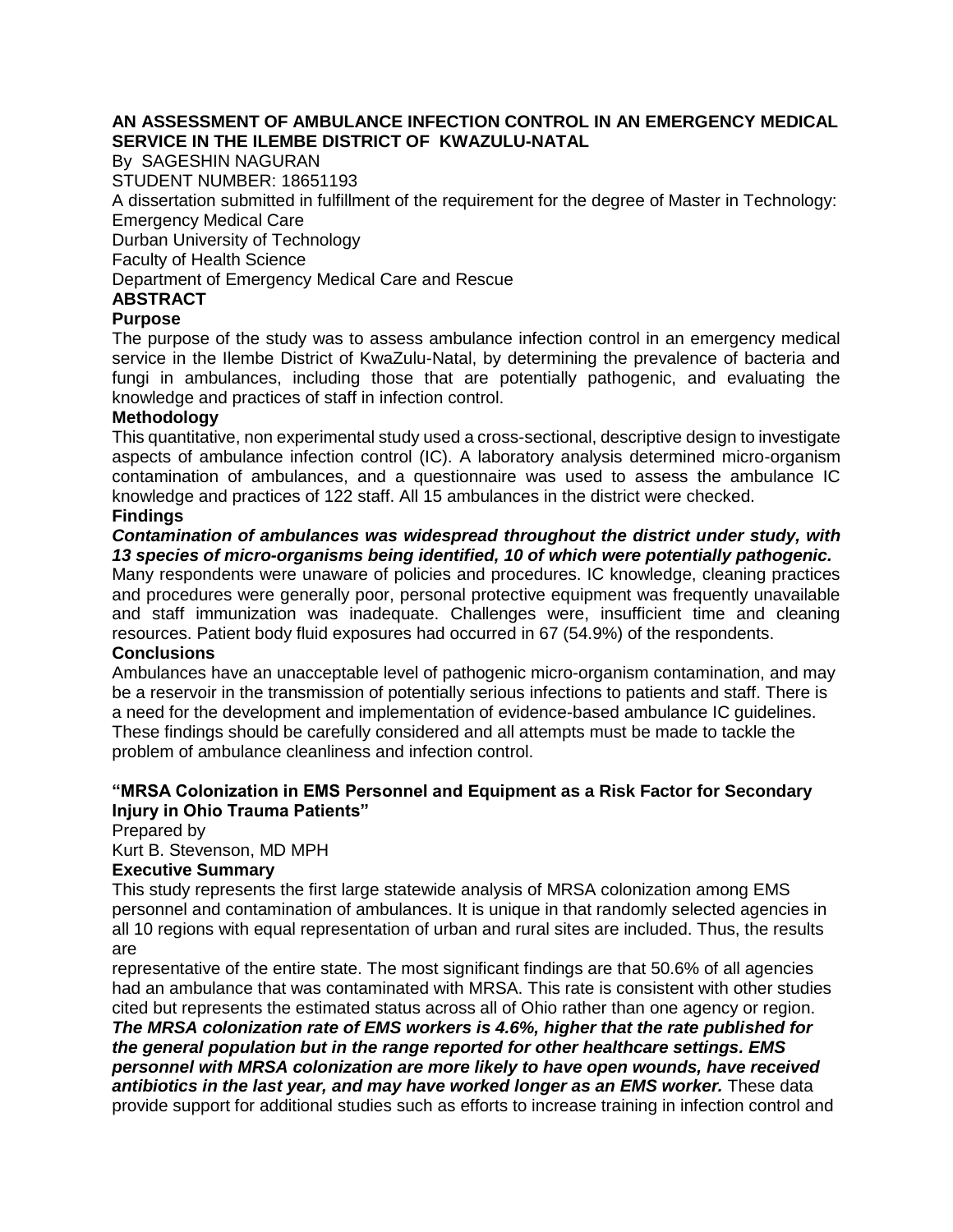**AN ASSESSMENT OF AMBULANCE INFECTION CONTROL IN AN EMERGENCY MEDICAL SERVICE IN THE ILEMBE DISTRICT OF KWAZULU-NATAL**

By SAGESHIN NAGURAN

STUDENT NUMBER: 18651193

A dissertation submitted in fulfillment of the requirement for the degree of Master in Technology: Emergency Medical Care

Durban University of Technology

Faculty of Health Science

Department of Emergency Medical Care and Rescue

**ABSTRACT**

**Purpose**

The purpose of the study was to assess ambulance infection control in an emergency medical service in the Ilembe District of KwaZulu-Natal, by determining the prevalence of bacteria and fungi in ambulances, including those that are potentially pathogenic, and evaluating the knowledge and practices of staff in infection control.

**Methodology**

This quantitative, non experimental study used a cross-sectional, descriptive design to investigate aspects of ambulance infection control (IC). A laboratory analysis determined micro-organism contamination of ambulances, and a questionnaire was used to assess the ambulance IC knowledge and practices of 122 staff. All 15 ambulances in the district were checked.

**Findings**

***Contamination of ambulances was widespread throughout the district under study, with 13 species of micro-organisms being identified, 10 of which were potentially pathogenic.***
Many respondents were unaware of policies and procedures. IC knowledge, cleaning practices and procedures were generally poor, personal protective equipment was frequently unavailable and staff immunization was inadequate. Challenges were, insufficient time and cleaning resources. Patient body fluid exposures had occurred in 67 (54.9%) of the respondents.

**Conclusions**

Ambulances have an unacceptable level of pathogenic micro-organism contamination, and may be a reservoir in the transmission of potentially serious infections to patients and staff. There is a need for the development and implementation of evidence-based ambulance IC guidelines. These findings should be carefully considered and all attempts must be made to tackle the problem of ambulance cleanliness and infection control.

**"MRSA Colonization in EMS Personnel and Equipment as a Risk Factor for Secondary Injury in Ohio Trauma Patients"**

Prepared by

Kurt B. Stevenson, MD MPH

**Executive Summary**

This study represents the first large statewide analysis of MRSA colonization among EMS personnel and contamination of ambulances. It is unique in that randomly selected agencies in all 10 regions with equal representation of urban and rural sites are included. Thus, the results are
representative of the entire state. The most significant findings are that 50.6% of all agencies had an ambulance that was contaminated with MRSA. This rate is consistent with other studies cited but represents the estimated status across all of Ohio rather than one agency or region. ***The MRSA colonization rate of EMS workers is 4.6%, higher that the rate published for the general population but in the range reported for other healthcare settings. EMS personnel with MRSA colonization are more likely to have open wounds, have received antibiotics in the last year, and may have worked longer as an EMS worker.*** These data provide support for additional studies such as efforts to increase training in infection control and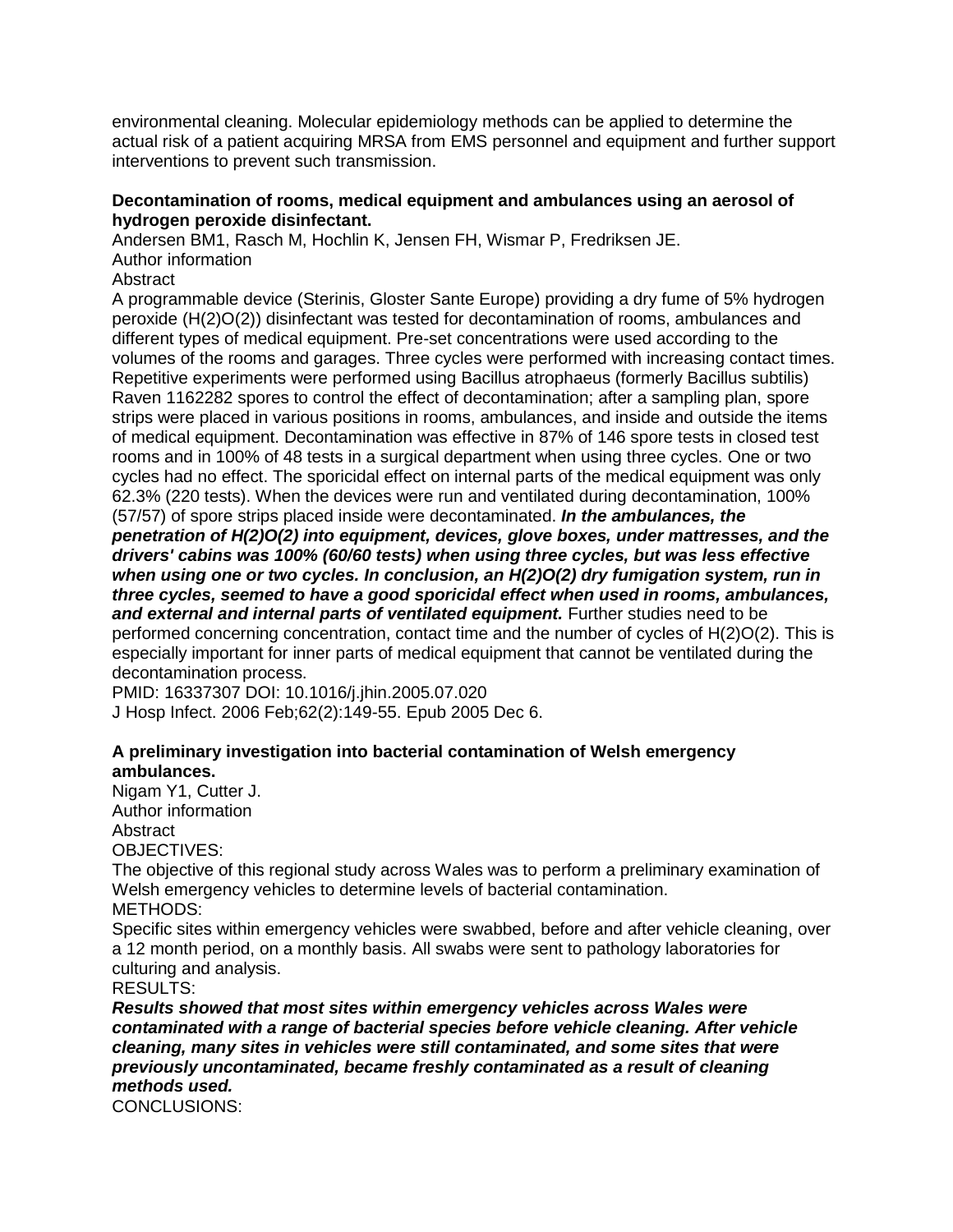environmental cleaning. Molecular epidemiology methods can be applied to determine the actual risk of a patient acquiring MRSA from EMS personnel and equipment and further support interventions to prevent such transmission.

**Decontamination of rooms, medical equipment and ambulances using an aerosol of hydrogen peroxide disinfectant.**

Andersen BM1, Rasch M, Hochlin K, Jensen FH, Wismar P, Fredriksen JE.

Author information

Abstract

A programmable device (Sterinis, Gloster Sante Europe) providing a dry fume of 5% hydrogen peroxide (H(2)O(2)) disinfectant was tested for decontamination of rooms, ambulances and different types of medical equipment. Pre-set concentrations were used according to the volumes of the rooms and garages. Three cycles were performed with increasing contact times. Repetitive experiments were performed using Bacillus atrophaeus (formerly Bacillus subtilis) Raven 1162282 spores to control the effect of decontamination; after a sampling plan, spore strips were placed in various positions in rooms, ambulances, and inside and outside the items of medical equipment. Decontamination was effective in 87% of 146 spore tests in closed test rooms and in 100% of 48 tests in a surgical department when using three cycles. One or two cycles had no effect. The sporicidal effect on internal parts of the medical equipment was only 62.3% (220 tests). When the devices were run and ventilated during decontamination, 100% (57/57) of spore strips placed inside were decontaminated. ***In the ambulances, the penetration of H(2)O(2) into equipment, devices, glove boxes, under mattresses, and the drivers' cabins was 100% (60/60 tests) when using three cycles, but was less effective when using one or two cycles. In conclusion, an H(2)O(2) dry fumigation system, run in three cycles, seemed to have a good sporicidal effect when used in rooms, ambulances, and external and internal parts of ventilated equipment.*** Further studies need to be performed concerning concentration, contact time and the number of cycles of H(2)O(2). This is especially important for inner parts of medical equipment that cannot be ventilated during the decontamination process.

PMID: 16337307 DOI: 10.1016/j.jhin.2005.07.020

J Hosp Infect. 2006 Feb;62(2):149-55. Epub 2005 Dec 6.

**A preliminary investigation into bacterial contamination of Welsh emergency ambulances.**

Nigam Y1, Cutter J.

Author information

Abstract

OBJECTIVES:

The objective of this regional study across Wales was to perform a preliminary examination of Welsh emergency vehicles to determine levels of bacterial contamination.

METHODS:

Specific sites within emergency vehicles were swabbed, before and after vehicle cleaning, over a 12 month period, on a monthly basis. All swabs were sent to pathology laboratories for culturing and analysis.

RESULTS:

***Results showed that most sites within emergency vehicles across Wales were contaminated with a range of bacterial species before vehicle cleaning. After vehicle cleaning, many sites in vehicles were still contaminated, and some sites that were previously uncontaminated, became freshly contaminated as a result of cleaning methods used.***

CONCLUSIONS: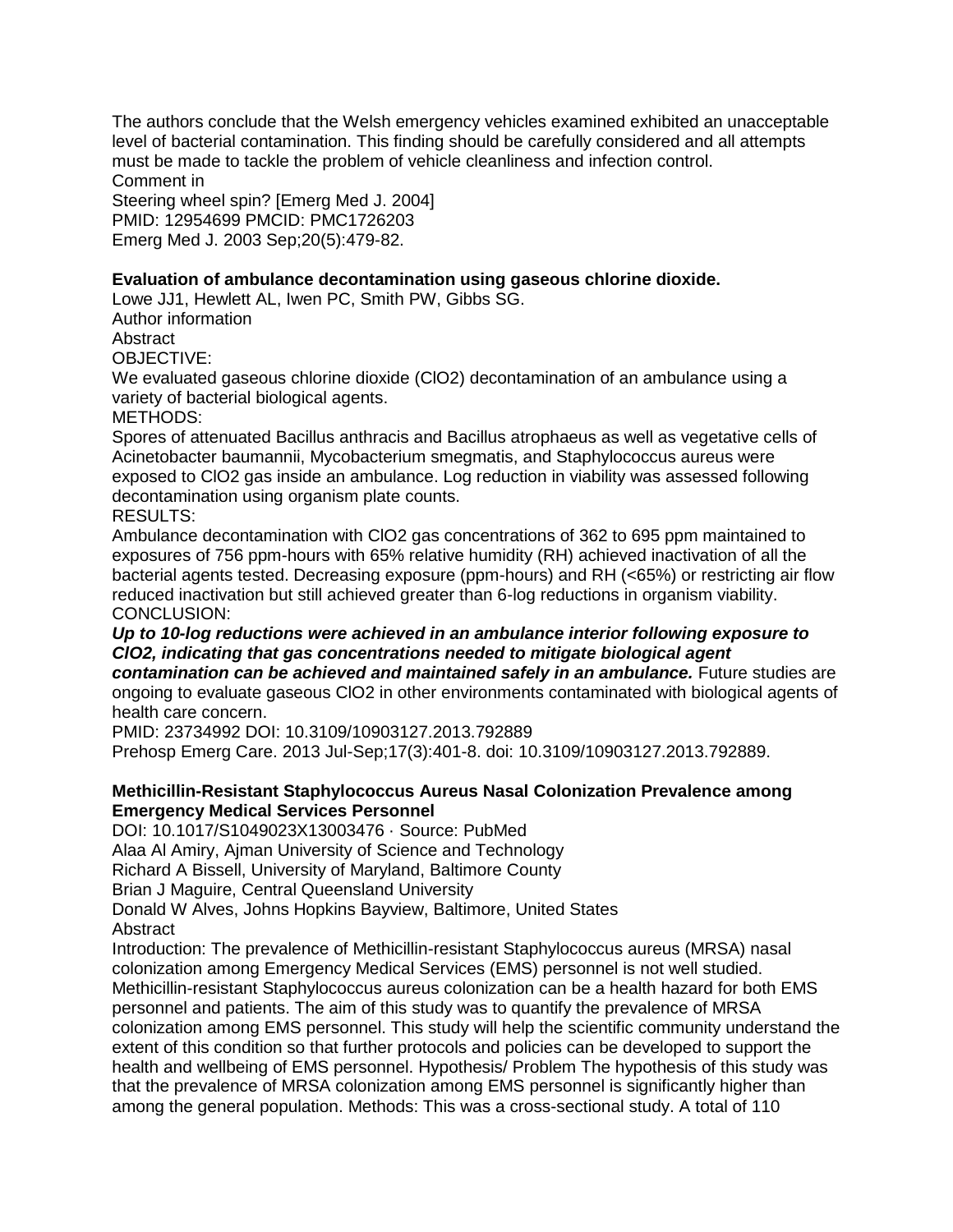The authors conclude that the Welsh emergency vehicles examined exhibited an unacceptable level of bacterial contamination. This finding should be carefully considered and all attempts must be made to tackle the problem of vehicle cleanliness and infection control.
Comment in
Steering wheel spin? [Emerg Med J. 2004]
PMID: 12954699 PMCID: PMC1726203
Emerg Med J. 2003 Sep;20(5):479-82.

**Evaluation of ambulance decontamination using gaseous chlorine dioxide.**
Lowe JJ1, Hewlett AL, Iwen PC, Smith PW, Gibbs SG.
Author information
Abstract
OBJECTIVE:
We evaluated gaseous chlorine dioxide ($ClO_2$) decontamination of an ambulance using a variety of bacterial biological agents.
METHODS:
Spores of attenuated Bacillus anthracis and Bacillus atrophaeus as well as vegetative cells of Acinetobacter baumannii, Mycobacterium smegmatis, and Staphylococcus aureus were exposed to $ClO_2$ gas inside an ambulance. Log reduction in viability was assessed following decontamination using organism plate counts.
RESULTS:
Ambulance decontamination with $ClO_2$ gas concentrations of 362 to 695 ppm maintained to exposures of 756 ppm-hours with 65% relative humidity (RH) achieved inactivation of all the bacterial agents tested. Decreasing exposure (ppm-hours) and RH (<65%) or restricting air flow reduced inactivation but still achieved greater than 6-log reductions in organism viability.
CONCLUSION:
***Up to 10-log reductions were achieved in an ambulance interior following exposure to $ClO_2$, indicating that gas concentrations needed to mitigate biological agent contamination can be achieved and maintained safely in an ambulance.*** Future studies are ongoing to evaluate gaseous $ClO_2$ in other environments contaminated with biological agents of health care concern.
PMID: 23734992 DOI: 10.3109/10903127.2013.792889
Prehosp Emerg Care. 2013 Jul-Sep;17(3):401-8. doi: 10.3109/10903127.2013.792889.

**Methicillin-Resistant Staphylococcus Aureus Nasal Colonization Prevalence among Emergency Medical Services Personnel**
DOI: 10.1017/S1049023X13003476 · Source: PubMed
Alaa Al Amiry, Ajman University of Science and Technology
Richard A Bissell, University of Maryland, Baltimore County
Brian J Maguire, Central Queensland University
Donald W Alves, Johns Hopkins Bayview, Baltimore, United States
Abstract
Introduction: The prevalence of Methicillin-resistant Staphylococcus aureus (MRSA) nasal colonization among Emergency Medical Services (EMS) personnel is not well studied. Methicillin-resistant Staphylococcus aureus colonization can be a health hazard for both EMS personnel and patients. The aim of this study was to quantify the prevalence of MRSA colonization among EMS personnel. This study will help the scientific community understand the extent of this condition so that further protocols and policies can be developed to support the health and wellbeing of EMS personnel. Hypothesis/ Problem The hypothesis of this study was that the prevalence of MRSA colonization among EMS personnel is significantly higher than among the general population. Methods: This was a cross-sectional study. A total of 110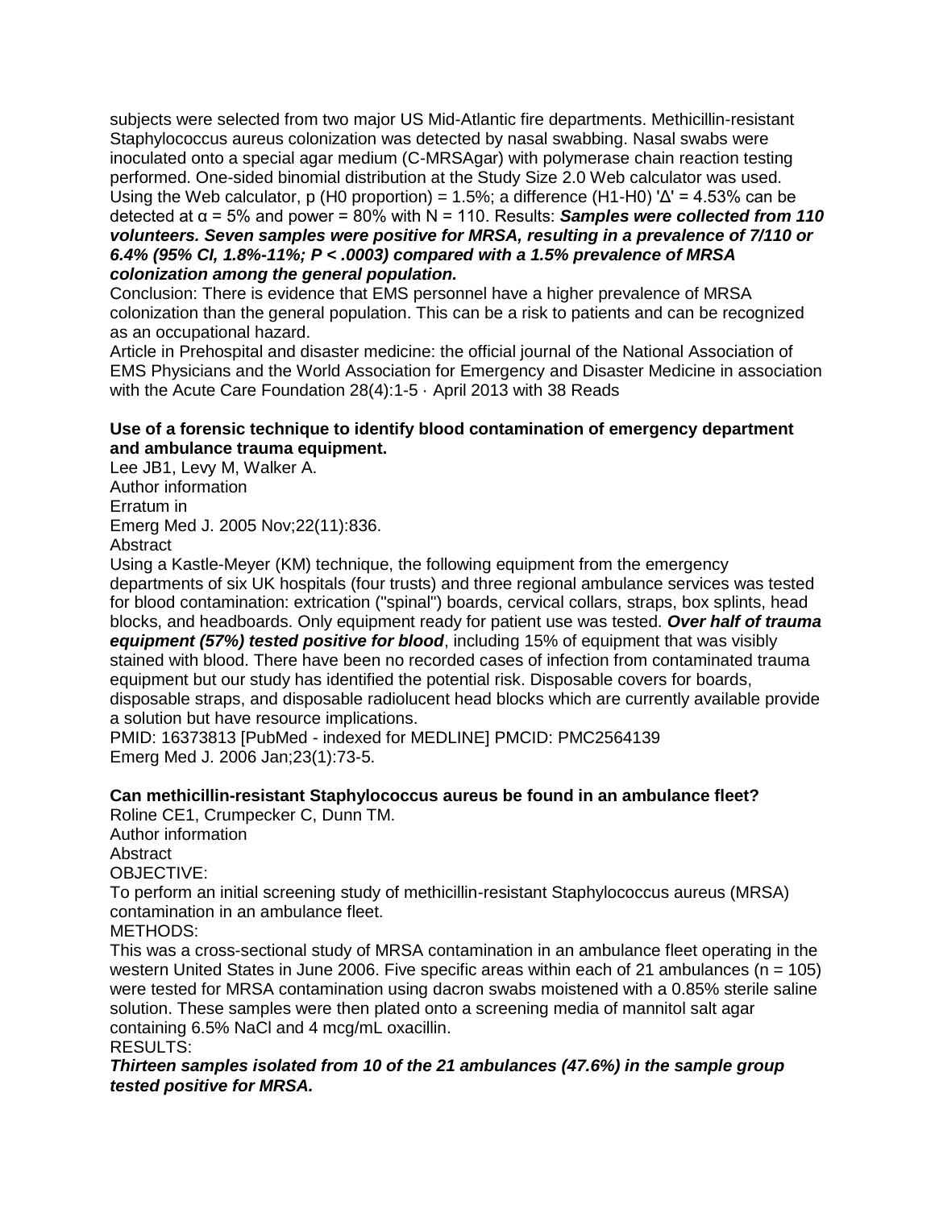subjects were selected from two major US Mid-Atlantic fire departments. Methicillin-resistant Staphylococcus aureus colonization was detected by nasal swabbing. Nasal swabs were inoculated onto a special agar medium (C-MRSAgar) with polymerase chain reaction testing performed. One-sided binomial distribution at the Study Size 2.0 Web calculator was used. Using the Web calculator, p (H0 proportion) = 1.5%; a difference (H1-H0) 'Δ' = 4.53% can be detected at α = 5% and power = 80% with N = 110. Results: ***Samples were collected from 110 volunteers. Seven samples were positive for MRSA, resulting in a prevalence of 7/110 or 6.4% (95% CI, 1.8%-11%; P < .0003) compared with a 1.5% prevalence of MRSA colonization among the general population.***

Conclusion: There is evidence that EMS personnel have a higher prevalence of MRSA colonization than the general population. This can be a risk to patients and can be recognized as an occupational hazard.

Article in Prehospital and disaster medicine: the official journal of the National Association of EMS Physicians and the World Association for Emergency and Disaster Medicine in association with the Acute Care Foundation 28(4):1-5 · April 2013 with 38 Reads

**Use of a forensic technique to identify blood contamination of emergency department and ambulance trauma equipment.**

Lee JB1, Levy M, Walker A.

Author information

Erratum in

Emerg Med J. 2005 Nov;22(11):836.

Abstract

Using a Kastle-Meyer (KM) technique, the following equipment from the emergency departments of six UK hospitals (four trusts) and three regional ambulance services was tested for blood contamination: extrication ("spinal") boards, cervical collars, straps, box splints, head blocks, and headboards. Only equipment ready for patient use was tested. ***Over half of trauma equipment (57%) tested positive for blood***, including 15% of equipment that was visibly stained with blood. There have been no recorded cases of infection from contaminated trauma equipment but our study has identified the potential risk. Disposable covers for boards, disposable straps, and disposable radiolucent head blocks which are currently available provide a solution but have resource implications.

PMID: 16373813 [PubMed - indexed for MEDLINE] PMCID: PMC2564139

Emerg Med J. 2006 Jan;23(1):73-5.

**Can methicillin-resistant Staphylococcus aureus be found in an ambulance fleet?**

Roline CE1, Crumpecker C, Dunn TM.

Author information

Abstract

OBJECTIVE:

To perform an initial screening study of methicillin-resistant Staphylococcus aureus (MRSA) contamination in an ambulance fleet.

METHODS:

This was a cross-sectional study of MRSA contamination in an ambulance fleet operating in the western United States in June 2006. Five specific areas within each of 21 ambulances (n = 105) were tested for MRSA contamination using dacron swabs moistened with a 0.85% sterile saline solution. These samples were then plated onto a screening media of mannitol salt agar containing 6.5% NaCl and 4 mcg/mL oxacillin.

RESULTS:

***Thirteen samples isolated from 10 of the 21 ambulances (47.6%) in the sample group tested positive for MRSA.***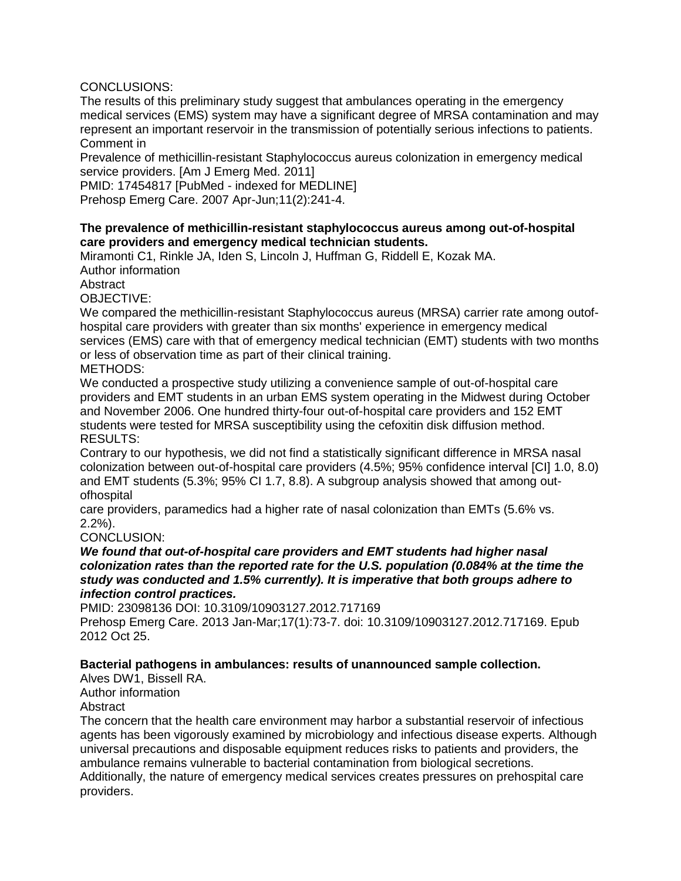CONCLUSIONS:
The results of this preliminary study suggest that ambulances operating in the emergency medical services (EMS) system may have a significant degree of MRSA contamination and may represent an important reservoir in the transmission of potentially serious infections to patients.
Comment in
Prevalence of methicillin-resistant Staphylococcus aureus colonization in emergency medical service providers. [Am J Emerg Med. 2011]
PMID: 17454817 [PubMed - indexed for MEDLINE]
Prehosp Emerg Care. 2007 Apr-Jun;11(2):241-4.

**The prevalence of methicillin-resistant staphylococcus aureus among out-of-hospital care providers and emergency medical technician students.**
Miramonti C1, Rinkle JA, Iden S, Lincoln J, Huffman G, Riddell E, Kozak MA.
Author information
Abstract
OBJECTIVE:
We compared the methicillin-resistant Staphylococcus aureus (MRSA) carrier rate among outof-hospital care providers with greater than six months' experience in emergency medical services (EMS) care with that of emergency medical technician (EMT) students with two months or less of observation time as part of their clinical training.
METHODS:
We conducted a prospective study utilizing a convenience sample of out-of-hospital care providers and EMT students in an urban EMS system operating in the Midwest during October and November 2006. One hundred thirty-four out-of-hospital care providers and 152 EMT students were tested for MRSA susceptibility using the cefoxitin disk diffusion method.
RESULTS:
Contrary to our hypothesis, we did not find a statistically significant difference in MRSA nasal colonization between out-of-hospital care providers (4.5%; 95% confidence interval [CI] 1.0, 8.0) and EMT students (5.3%; 95% CI 1.7, 8.8). A subgroup analysis showed that among out-ofhospital
care providers, paramedics had a higher rate of nasal colonization than EMTs (5.6% vs. 2.2%).
CONCLUSION:
***We found that out-of-hospital care providers and EMT students had higher nasal colonization rates than the reported rate for the U.S. population (0.084% at the time the study was conducted and 1.5% currently). It is imperative that both groups adhere to infection control practices.***
PMID: 23098136 DOI: 10.3109/10903127.2012.717169
Prehosp Emerg Care. 2013 Jan-Mar;17(1):73-7. doi: 10.3109/10903127.2012.717169. Epub 2012 Oct 25.

**Bacterial pathogens in ambulances: results of unannounced sample collection.**
Alves DW1, Bissell RA.
Author information
Abstract
The concern that the health care environment may harbor a substantial reservoir of infectious agents has been vigorously examined by microbiology and infectious disease experts. Although universal precautions and disposable equipment reduces risks to patients and providers, the ambulance remains vulnerable to bacterial contamination from biological secretions. Additionally, the nature of emergency medical services creates pressures on prehospital care providers.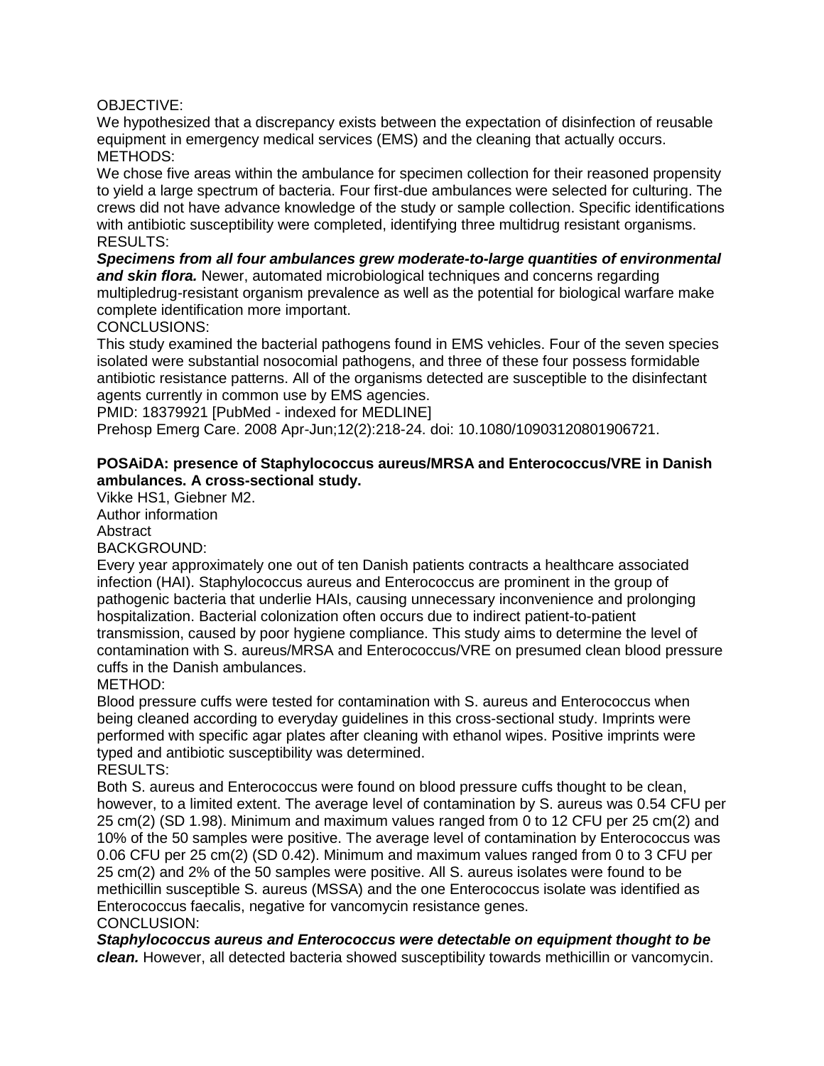OBJECTIVE:
We hypothesized that a discrepancy exists between the expectation of disinfection of reusable equipment in emergency medical services (EMS) and the cleaning that actually occurs.
METHODS:
We chose five areas within the ambulance for specimen collection for their reasoned propensity to yield a large spectrum of bacteria. Four first-due ambulances were selected for culturing. The crews did not have advance knowledge of the study or sample collection. Specific identifications with antibiotic susceptibility were completed, identifying three multidrug resistant organisms.
RESULTS:
***Specimens from all four ambulances grew moderate-to-large quantities of environmental and skin flora.*** Newer, automated microbiological techniques and concerns regarding multipledrug-resistant organism prevalence as well as the potential for biological warfare make complete identification more important.
CONCLUSIONS:
This study examined the bacterial pathogens found in EMS vehicles. Four of the seven species isolated were substantial nosocomial pathogens, and three of these four possess formidable antibiotic resistance patterns. All of the organisms detected are susceptible to the disinfectant agents currently in common use by EMS agencies.
PMID: 18379921 [PubMed - indexed for MEDLINE]
Prehosp Emerg Care. 2008 Apr-Jun;12(2):218-24. doi: 10.1080/10903120801906721.

**POSAiDA: presence of Staphylococcus aureus/MRSA and Enterococcus/VRE in Danish ambulances. A cross-sectional study.**
Vikke HS1, Giebner M2.
Author information
Abstract
BACKGROUND:
Every year approximately one out of ten Danish patients contracts a healthcare associated infection (HAI). Staphylococcus aureus and Enterococcus are prominent in the group of pathogenic bacteria that underlie HAIs, causing unnecessary inconvenience and prolonging hospitalization. Bacterial colonization often occurs due to indirect patient-to-patient transmission, caused by poor hygiene compliance. This study aims to determine the level of contamination with S. aureus/MRSA and Enterococcus/VRE on presumed clean blood pressure cuffs in the Danish ambulances.
METHOD:
Blood pressure cuffs were tested for contamination with S. aureus and Enterococcus when being cleaned according to everyday guidelines in this cross-sectional study. Imprints were performed with specific agar plates after cleaning with ethanol wipes. Positive imprints were typed and antibiotic susceptibility was determined.
RESULTS:
Both S. aureus and Enterococcus were found on blood pressure cuffs thought to be clean, however, to a limited extent. The average level of contamination by S. aureus was 0.54 CFU per 25 cm(2) (SD 1.98). Minimum and maximum values ranged from 0 to 12 CFU per 25 cm(2) and 10% of the 50 samples were positive. The average level of contamination by Enterococcus was 0.06 CFU per 25 cm(2) (SD 0.42). Minimum and maximum values ranged from 0 to 3 CFU per 25 cm(2) and 2% of the 50 samples were positive. All S. aureus isolates were found to be methicillin susceptible S. aureus (MSSA) and the one Enterococcus isolate was identified as Enterococcus faecalis, negative for vancomycin resistance genes.
CONCLUSION:
***Staphylococcus aureus and Enterococcus were detectable on equipment thought to be clean.*** However, all detected bacteria showed susceptibility towards methicillin or vancomycin.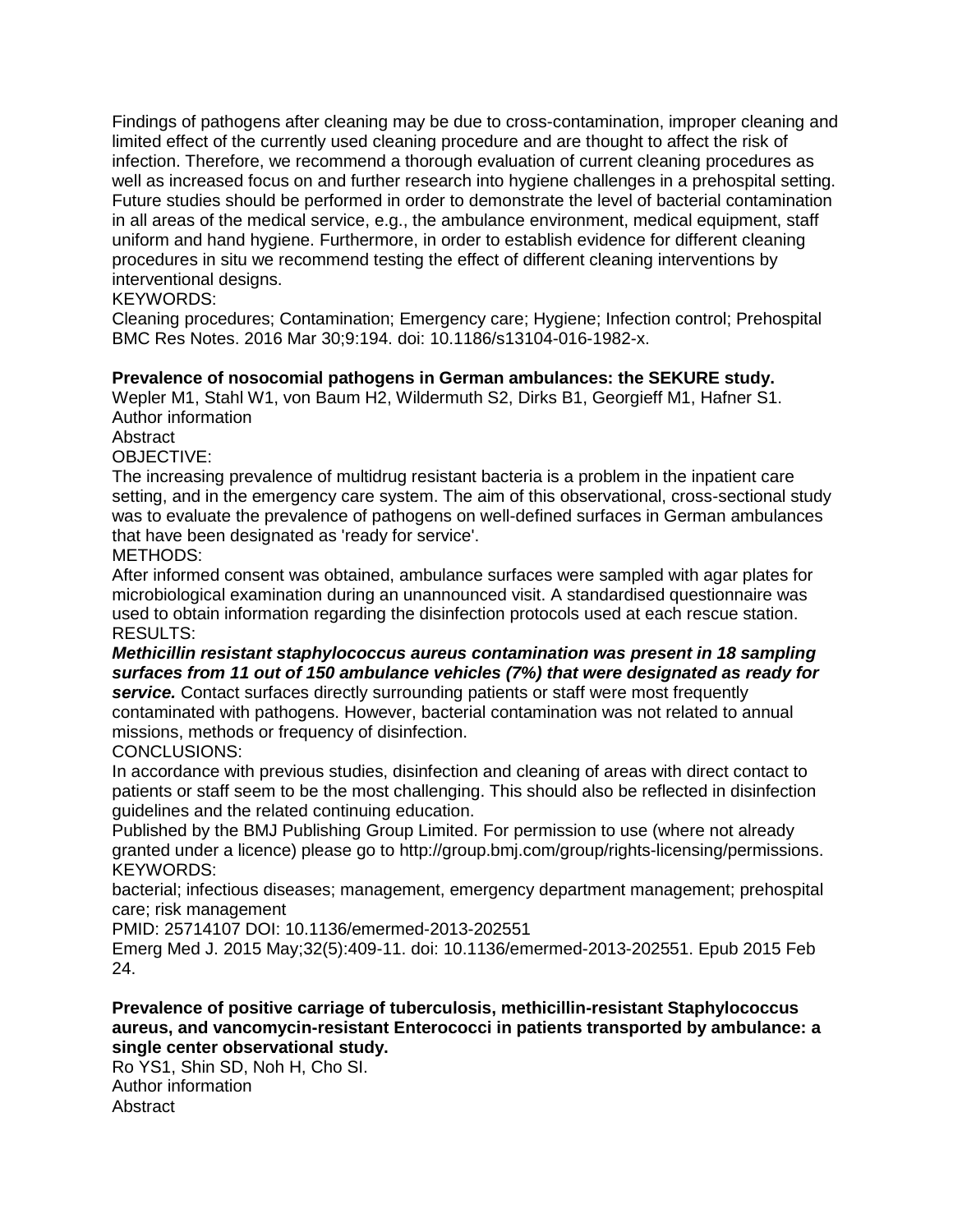Findings of pathogens after cleaning may be due to cross-contamination, improper cleaning and limited effect of the currently used cleaning procedure and are thought to affect the risk of infection. Therefore, we recommend a thorough evaluation of current cleaning procedures as well as increased focus on and further research into hygiene challenges in a prehospital setting. Future studies should be performed in order to demonstrate the level of bacterial contamination in all areas of the medical service, e.g., the ambulance environment, medical equipment, staff uniform and hand hygiene. Furthermore, in order to establish evidence for different cleaning procedures in situ we recommend testing the effect of different cleaning interventions by interventional designs.
KEYWORDS:
Cleaning procedures; Contamination; Emergency care; Hygiene; Infection control; Prehospital
BMC Res Notes. 2016 Mar 30;9:194. doi: 10.1186/s13104-016-1982-x.

**Prevalence of nosocomial pathogens in German ambulances: the SEKURE study.**
Wepler M1, Stahl W1, von Baum H2, Wildermuth S2, Dirks B1, Georgieff M1, Hafner S1.
Author information
Abstract
OBJECTIVE:
The increasing prevalence of multidrug resistant bacteria is a problem in the inpatient care setting, and in the emergency care system. The aim of this observational, cross-sectional study was to evaluate the prevalence of pathogens on well-defined surfaces in German ambulances that have been designated as 'ready for service'.
METHODS:
After informed consent was obtained, ambulance surfaces were sampled with agar plates for microbiological examination during an unannounced visit. A standardised questionnaire was used to obtain information regarding the disinfection protocols used at each rescue station.
RESULTS:
***Methicillin resistant staphylococcus aureus contamination was present in 18 sampling surfaces from 11 out of 150 ambulance vehicles (7%) that were designated as ready for service.*** Contact surfaces directly surrounding patients or staff were most frequently contaminated with pathogens. However, bacterial contamination was not related to annual missions, methods or frequency of disinfection.
CONCLUSIONS:
In accordance with previous studies, disinfection and cleaning of areas with direct contact to patients or staff seem to be the most challenging. This should also be reflected in disinfection guidelines and the related continuing education.
Published by the BMJ Publishing Group Limited. For permission to use (where not already granted under a licence) please go to http://group.bmj.com/group/rights-licensing/permissions.
KEYWORDS:
bacterial; infectious diseases; management, emergency department management; prehospital care; risk management
PMID: 25714107 DOI: 10.1136/emermed-2013-202551
Emerg Med J. 2015 May;32(5):409-11. doi: 10.1136/emermed-2013-202551. Epub 2015 Feb 24.

**Prevalence of positive carriage of tuberculosis, methicillin-resistant Staphylococcus aureus, and vancomycin-resistant Enterococci in patients transported by ambulance: a single center observational study.**
Ro YS1, Shin SD, Noh H, Cho SI.
Author information
Abstract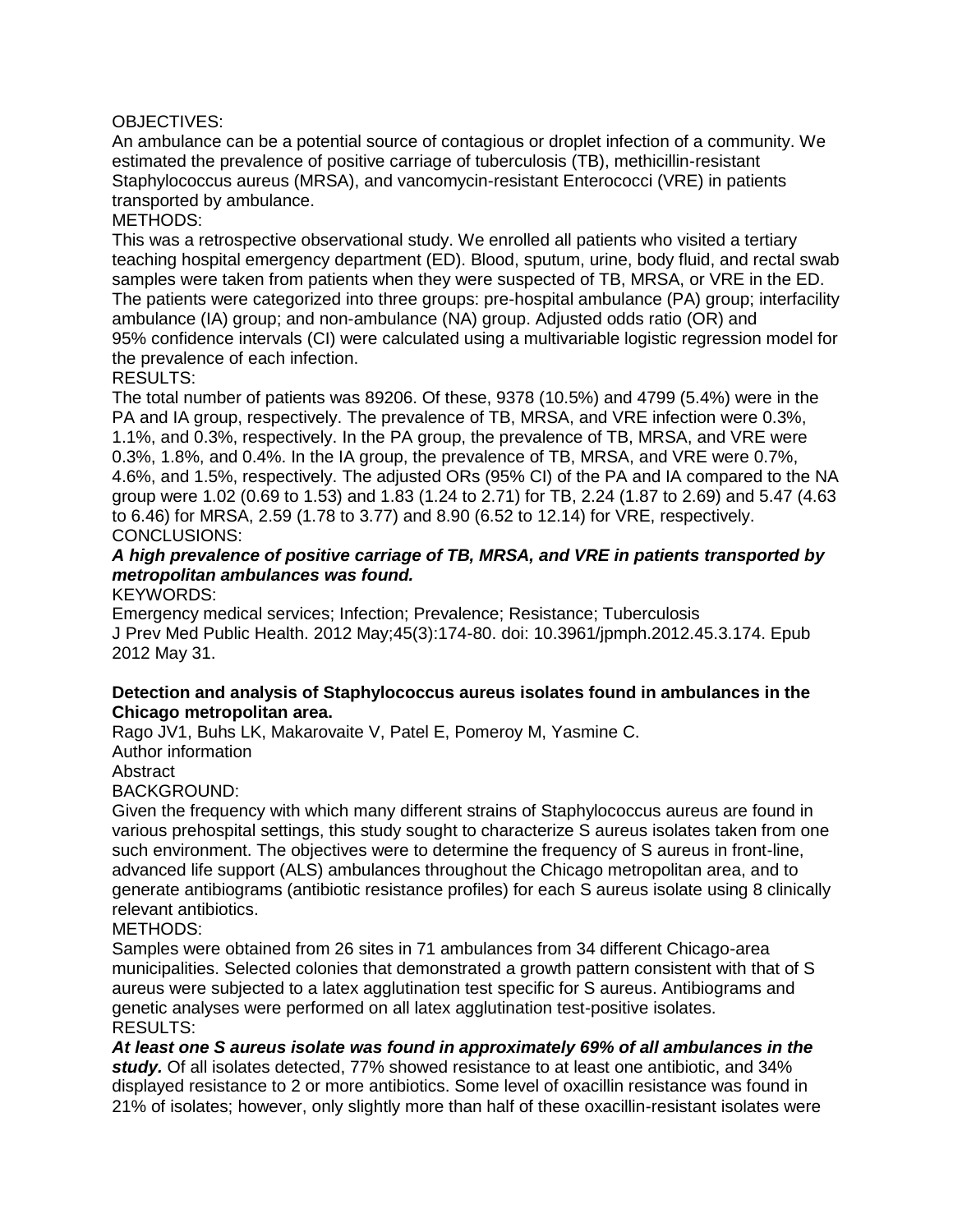OBJECTIVES:

An ambulance can be a potential source of contagious or droplet infection of a community. We estimated the prevalence of positive carriage of tuberculosis (TB), methicillin-resistant Staphylococcus aureus (MRSA), and vancomycin-resistant Enterococci (VRE) in patients transported by ambulance.

METHODS:

This was a retrospective observational study. We enrolled all patients who visited a tertiary teaching hospital emergency department (ED). Blood, sputum, urine, body fluid, and rectal swab samples were taken from patients when they were suspected of TB, MRSA, or VRE in the ED. The patients were categorized into three groups: pre-hospital ambulance (PA) group; interfacility ambulance (IA) group; and non-ambulance (NA) group. Adjusted odds ratio (OR) and 95% confidence intervals (CI) were calculated using a multivariable logistic regression model for the prevalence of each infection.

RESULTS:

The total number of patients was 89206. Of these, 9378 (10.5%) and 4799 (5.4%) were in the PA and IA group, respectively. The prevalence of TB, MRSA, and VRE infection were 0.3%, 1.1%, and 0.3%, respectively. In the PA group, the prevalence of TB, MRSA, and VRE were 0.3%, 1.8%, and 0.4%. In the IA group, the prevalence of TB, MRSA, and VRE were 0.7%, 4.6%, and 1.5%, respectively. The adjusted ORs (95% CI) of the PA and IA compared to the NA group were 1.02 (0.69 to 1.53) and 1.83 (1.24 to 2.71) for TB, 2.24 (1.87 to 2.69) and 5.47 (4.63 to 6.46) for MRSA, 2.59 (1.78 to 3.77) and 8.90 (6.52 to 12.14) for VRE, respectively.

CONCLUSIONS:

***A high prevalence of positive carriage of TB, MRSA, and VRE in patients transported by metropolitan ambulances was found.***

KEYWORDS:

Emergency medical services; Infection; Prevalence; Resistance; Tuberculosis

J Prev Med Public Health. 2012 May;45(3):174-80. doi: 10.3961/jpmph.2012.45.3.174. Epub 2012 May 31.

**Detection and analysis of Staphylococcus aureus isolates found in ambulances in the Chicago metropolitan area.**

Rago JV1, Buhs LK, Makarovaite V, Patel E, Pomeroy M, Yasmine C.

Author information

Abstract

BACKGROUND:

Given the frequency with which many different strains of Staphylococcus aureus are found in various prehospital settings, this study sought to characterize S aureus isolates taken from one such environment. The objectives were to determine the frequency of S aureus in front-line, advanced life support (ALS) ambulances throughout the Chicago metropolitan area, and to generate antibiograms (antibiotic resistance profiles) for each S aureus isolate using 8 clinically relevant antibiotics.

METHODS:

Samples were obtained from 26 sites in 71 ambulances from 34 different Chicago-area municipalities. Selected colonies that demonstrated a growth pattern consistent with that of S aureus were subjected to a latex agglutination test specific for S aureus. Antibiograms and genetic analyses were performed on all latex agglutination test-positive isolates.

RESULTS:

***At least one S aureus isolate was found in approximately 69% of all ambulances in the study.*** Of all isolates detected, 77% showed resistance to at least one antibiotic, and 34% displayed resistance to 2 or more antibiotics. Some level of oxacillin resistance was found in 21% of isolates; however, only slightly more than half of these oxacillin-resistant isolates were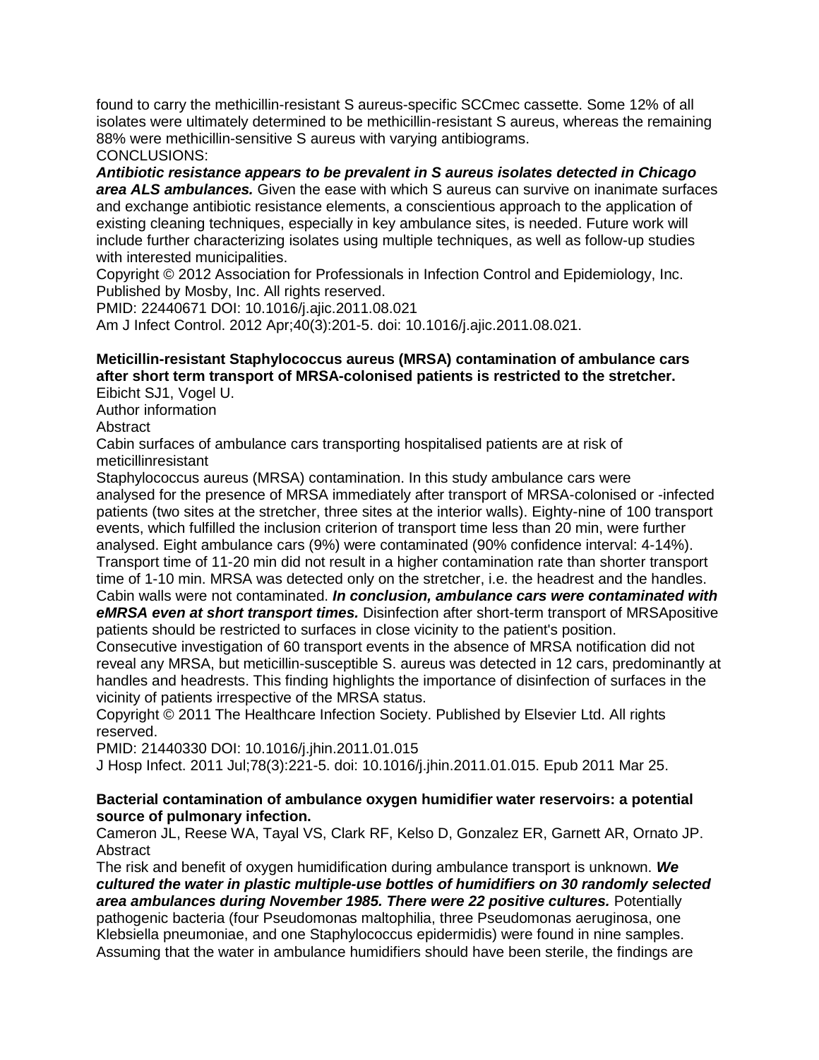found to carry the methicillin-resistant S aureus-specific SCCmec cassette. Some 12% of all isolates were ultimately determined to be methicillin-resistant S aureus, whereas the remaining 88% were methicillin-sensitive S aureus with varying antibiograms.
CONCLUSIONS:
***Antibiotic resistance appears to be prevalent in S aureus isolates detected in Chicago area ALS ambulances.*** Given the ease with which S aureus can survive on inanimate surfaces and exchange antibiotic resistance elements, a conscientious approach to the application of existing cleaning techniques, especially in key ambulance sites, is needed. Future work will include further characterizing isolates using multiple techniques, as well as follow-up studies with interested municipalities.
Copyright © 2012 Association for Professionals in Infection Control and Epidemiology, Inc. Published by Mosby, Inc. All rights reserved.
PMID: 22440671 DOI: 10.1016/j.ajic.2011.08.021
Am J Infect Control. 2012 Apr;40(3):201-5. doi: 10.1016/j.ajic.2011.08.021.

**Meticillin-resistant Staphylococcus aureus (MRSA) contamination of ambulance cars after short term transport of MRSA-colonised patients is restricted to the stretcher.**
Eibicht SJ1, Vogel U.
Author information
Abstract
Cabin surfaces of ambulance cars transporting hospitalised patients are at risk of meticillinresistant
Staphylococcus aureus (MRSA) contamination. In this study ambulance cars were analysed for the presence of MRSA immediately after transport of MRSA-colonised or -infected patients (two sites at the stretcher, three sites at the interior walls). Eighty-nine of 100 transport events, which fulfilled the inclusion criterion of transport time less than 20 min, were further analysed. Eight ambulance cars (9%) were contaminated (90% confidence interval: 4-14%). Transport time of 11-20 min did not result in a higher contamination rate than shorter transport time of 1-10 min. MRSA was detected only on the stretcher, i.e. the headrest and the handles. Cabin walls were not contaminated. ***In conclusion, ambulance cars were contaminated with eMRSA even at short transport times.*** Disinfection after short-term transport of MRSApositive patients should be restricted to surfaces in close vicinity to the patient's position.
Consecutive investigation of 60 transport events in the absence of MRSA notification did not reveal any MRSA, but meticillin-susceptible S. aureus was detected in 12 cars, predominantly at handles and headrests. This finding highlights the importance of disinfection of surfaces in the vicinity of patients irrespective of the MRSA status.
Copyright © 2011 The Healthcare Infection Society. Published by Elsevier Ltd. All rights reserved.
PMID: 21440330 DOI: 10.1016/j.jhin.2011.01.015
J Hosp Infect. 2011 Jul;78(3):221-5. doi: 10.1016/j.jhin.2011.01.015. Epub 2011 Mar 25.

**Bacterial contamination of ambulance oxygen humidifier water reservoirs: a potential source of pulmonary infection.**
Cameron JL, Reese WA, Tayal VS, Clark RF, Kelso D, Gonzalez ER, Garnett AR, Ornato JP.
Abstract
The risk and benefit of oxygen humidification during ambulance transport is unknown. ***We cultured the water in plastic multiple-use bottles of humidifiers on 30 randomly selected area ambulances during November 1985. There were 22 positive cultures.*** Potentially pathogenic bacteria (four Pseudomonas maltophilia, three Pseudomonas aeruginosa, one Klebsiella pneumoniae, and one Staphylococcus epidermidis) were found in nine samples. Assuming that the water in ambulance humidifiers should have been sterile, the findings are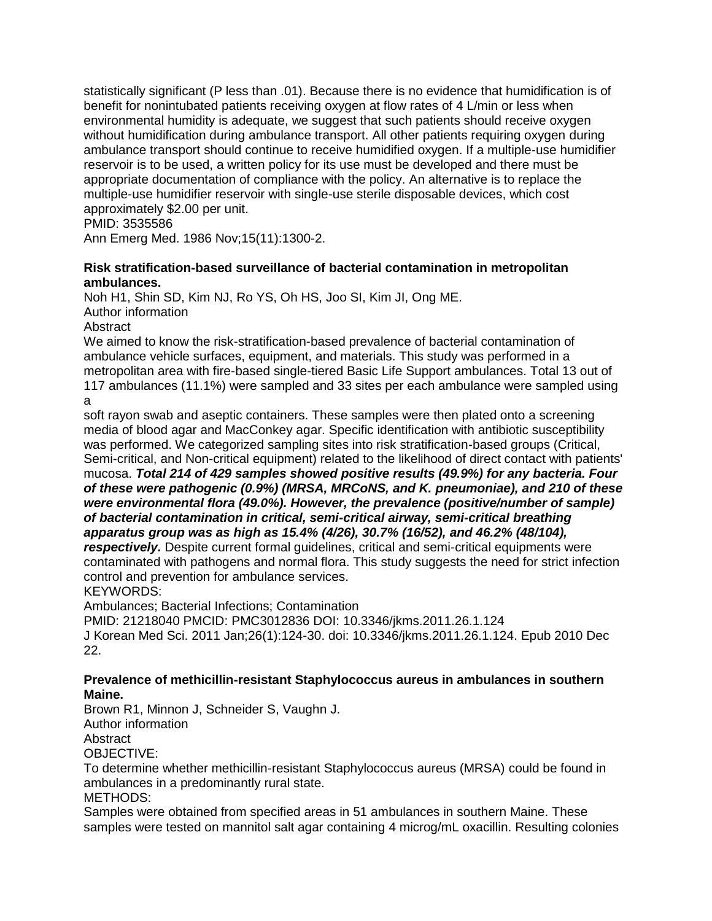statistically significant (P less than .01). Because there is no evidence that humidification is of benefit for nonintubated patients receiving oxygen at flow rates of 4 L/min or less when environmental humidity is adequate, we suggest that such patients should receive oxygen without humidification during ambulance transport. All other patients requiring oxygen during ambulance transport should continue to receive humidified oxygen. If a multiple-use humidifier reservoir is to be used, a written policy for its use must be developed and there must be appropriate documentation of compliance with the policy. An alternative is to replace the multiple-use humidifier reservoir with single-use sterile disposable devices, which cost approximately $2.00 per unit.
PMID: 3535586
Ann Emerg Med. 1986 Nov;15(11):1300-2.

**Risk stratification-based surveillance of bacterial contamination in metropolitan ambulances.**
Noh H1, Shin SD, Kim NJ, Ro YS, Oh HS, Joo SI, Kim JI, Ong ME.
Author information
Abstract
We aimed to know the risk-stratification-based prevalence of bacterial contamination of ambulance vehicle surfaces, equipment, and materials. This study was performed in a metropolitan area with fire-based single-tiered Basic Life Support ambulances. Total 13 out of 117 ambulances (11.1%) were sampled and 33 sites per each ambulance were sampled using a
soft rayon swab and aseptic containers. These samples were then plated onto a screening media of blood agar and MacConkey agar. Specific identification with antibiotic susceptibility was performed. We categorized sampling sites into risk stratification-based groups (Critical, Semi-critical, and Non-critical equipment) related to the likelihood of direct contact with patients' mucosa. ***Total 214 of 429 samples showed positive results (49.9%) for any bacteria. Four of these were pathogenic (0.9%) (MRSA, MRCoNS, and K. pneumoniae), and 210 of these were environmental flora (49.0%). However, the prevalence (positive/number of sample) of bacterial contamination in critical, semi-critical airway, semi-critical breathing apparatus group was as high as 15.4% (4/26), 30.7% (16/52), and 46.2% (48/104), respectively.*** Despite current formal guidelines, critical and semi-critical equipments were contaminated with pathogens and normal flora. This study suggests the need for strict infection control and prevention for ambulance services.
KEYWORDS:
Ambulances; Bacterial Infections; Contamination
PMID: 21218040 PMCID: PMC3012836 DOI: 10.3346/jkms.2011.26.1.124
J Korean Med Sci. 2011 Jan;26(1):124-30. doi: 10.3346/jkms.2011.26.1.124. Epub 2010 Dec 22.

**Prevalence of methicillin-resistant Staphylococcus aureus in ambulances in southern Maine.**
Brown R1, Minnon J, Schneider S, Vaughn J.
Author information
Abstract
OBJECTIVE:
To determine whether methicillin-resistant Staphylococcus aureus (MRSA) could be found in ambulances in a predominantly rural state.
METHODS:
Samples were obtained from specified areas in 51 ambulances in southern Maine. These samples were tested on mannitol salt agar containing 4 microg/mL oxacillin. Resulting colonies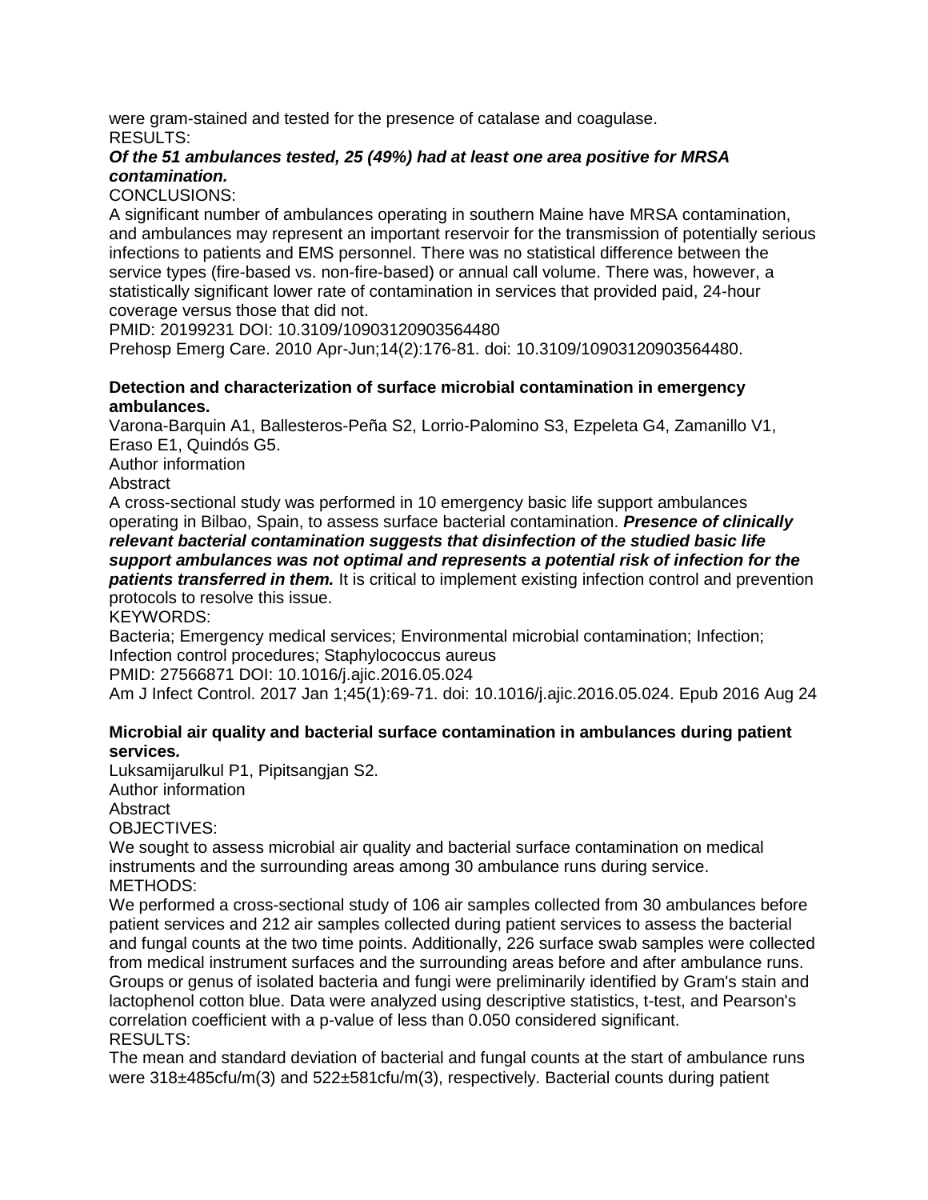were gram-stained and tested for the presence of catalase and coagulase.
RESULTS:
***Of the 51 ambulances tested, 25 (49%) had at least one area positive for MRSA contamination.***
CONCLUSIONS:
A significant number of ambulances operating in southern Maine have MRSA contamination, and ambulances may represent an important reservoir for the transmission of potentially serious infections to patients and EMS personnel. There was no statistical difference between the service types (fire-based vs. non-fire-based) or annual call volume. There was, however, a statistically significant lower rate of contamination in services that provided paid, 24-hour coverage versus those that did not.
PMID: 20199231 DOI: 10.3109/10903120903564480
Prehosp Emerg Care. 2010 Apr-Jun;14(2):176-81. doi: 10.3109/10903120903564480.

**Detection and characterization of surface microbial contamination in emergency ambulances.**
Varona-Barquin A1, Ballesteros-Peña S2, Lorrio-Palomino S3, Ezpeleta G4, Zamanillo V1, Eraso E1, Quindós G5.
Author information
Abstract
A cross-sectional study was performed in 10 emergency basic life support ambulances operating in Bilbao, Spain, to assess surface bacterial contamination. ***Presence of clinically relevant bacterial contamination suggests that disinfection of the studied basic life support ambulances was not optimal and represents a potential risk of infection for the patients transferred in them.*** It is critical to implement existing infection control and prevention protocols to resolve this issue.
KEYWORDS:
Bacteria; Emergency medical services; Environmental microbial contamination; Infection; Infection control procedures; Staphylococcus aureus
PMID: 27566871 DOI: 10.1016/j.ajic.2016.05.024
Am J Infect Control. 2017 Jan 1;45(1):69-71. doi: 10.1016/j.ajic.2016.05.024. Epub 2016 Aug 24

**Microbial air quality and bacterial surface contamination in ambulances during patient services.**
Luksamijarulkul P1, Pipitsangjan S2.
Author information
Abstract
OBJECTIVES:
We sought to assess microbial air quality and bacterial surface contamination on medical instruments and the surrounding areas among 30 ambulance runs during service.
METHODS:
We performed a cross-sectional study of 106 air samples collected from 30 ambulances before patient services and 212 air samples collected during patient services to assess the bacterial and fungal counts at the two time points. Additionally, 226 surface swab samples were collected from medical instrument surfaces and the surrounding areas before and after ambulance runs. Groups or genus of isolated bacteria and fungi were preliminarily identified by Gram's stain and lactophenol cotton blue. Data were analyzed using descriptive statistics, t-test, and Pearson's correlation coefficient with a p-value of less than 0.050 considered significant.
RESULTS:
The mean and standard deviation of bacterial and fungal counts at the start of ambulance runs were 318±485cfu/m(3) and 522±581cfu/m(3), respectively. Bacterial counts during patient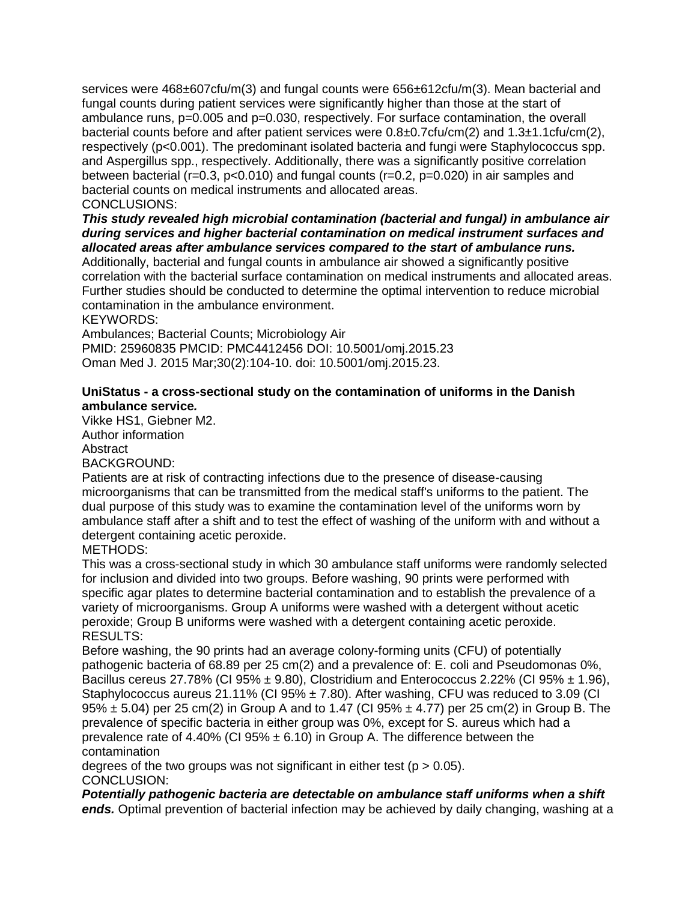services were 468±607cfu/m(3) and fungal counts were 656±612cfu/m(3). Mean bacterial and fungal counts during patient services were significantly higher than those at the start of ambulance runs, p=0.005 and p=0.030, respectively. For surface contamination, the overall bacterial counts before and after patient services were 0.8±0.7cfu/cm(2) and 1.3±1.1cfu/cm(2), respectively (p<0.001). The predominant isolated bacteria and fungi were Staphylococcus spp. and Aspergillus spp., respectively. Additionally, there was a significantly positive correlation between bacterial (r=0.3, p<0.010) and fungal counts (r=0.2, p=0.020) in air samples and bacterial counts on medical instruments and allocated areas.
CONCLUSIONS:
***This study revealed high microbial contamination (bacterial and fungal) in ambulance air during services and higher bacterial contamination on medical instrument surfaces and allocated areas after ambulance services compared to the start of ambulance runs.*** Additionally, bacterial and fungal counts in ambulance air showed a significantly positive correlation with the bacterial surface contamination on medical instruments and allocated areas. Further studies should be conducted to determine the optimal intervention to reduce microbial contamination in the ambulance environment.
KEYWORDS:
Ambulances; Bacterial Counts; Microbiology Air
PMID: 25960835 PMCID: PMC4412456 DOI: 10.5001/omj.2015.23
Oman Med J. 2015 Mar;30(2):104-10. doi: 10.5001/omj.2015.23.

**UniStatus - a cross-sectional study on the contamination of uniforms in the Danish ambulance service*.***
Vikke HS1, Giebner M2.
Author information
Abstract
BACKGROUND:
Patients are at risk of contracting infections due to the presence of disease-causing microorganisms that can be transmitted from the medical staff's uniforms to the patient. The dual purpose of this study was to examine the contamination level of the uniforms worn by ambulance staff after a shift and to test the effect of washing of the uniform with and without a detergent containing acetic peroxide.
METHODS:
This was a cross-sectional study in which 30 ambulance staff uniforms were randomly selected for inclusion and divided into two groups. Before washing, 90 prints were performed with specific agar plates to determine bacterial contamination and to establish the prevalence of a variety of microorganisms. Group A uniforms were washed with a detergent without acetic peroxide; Group B uniforms were washed with a detergent containing acetic peroxide.
RESULTS:
Before washing, the 90 prints had an average colony-forming units (CFU) of potentially pathogenic bacteria of 68.89 per 25 cm(2) and a prevalence of: E. coli and Pseudomonas 0%, Bacillus cereus 27.78% (CI 95% ± 9.80), Clostridium and Enterococcus 2.22% (CI 95% ± 1.96), Staphylococcus aureus 21.11% (CI 95% ± 7.80). After washing, CFU was reduced to 3.09 (CI 95% ± 5.04) per 25 cm(2) in Group A and to 1.47 (CI 95% ± 4.77) per 25 cm(2) in Group B. The prevalence of specific bacteria in either group was 0%, except for S. aureus which had a prevalence rate of 4.40% (CI 95% ± 6.10) in Group A. The difference between the contamination
degrees of the two groups was not significant in either test (p > 0.05).
CONCLUSION:
***Potentially pathogenic bacteria are detectable on ambulance staff uniforms when a shift ends.*** Optimal prevention of bacterial infection may be achieved by daily changing, washing at a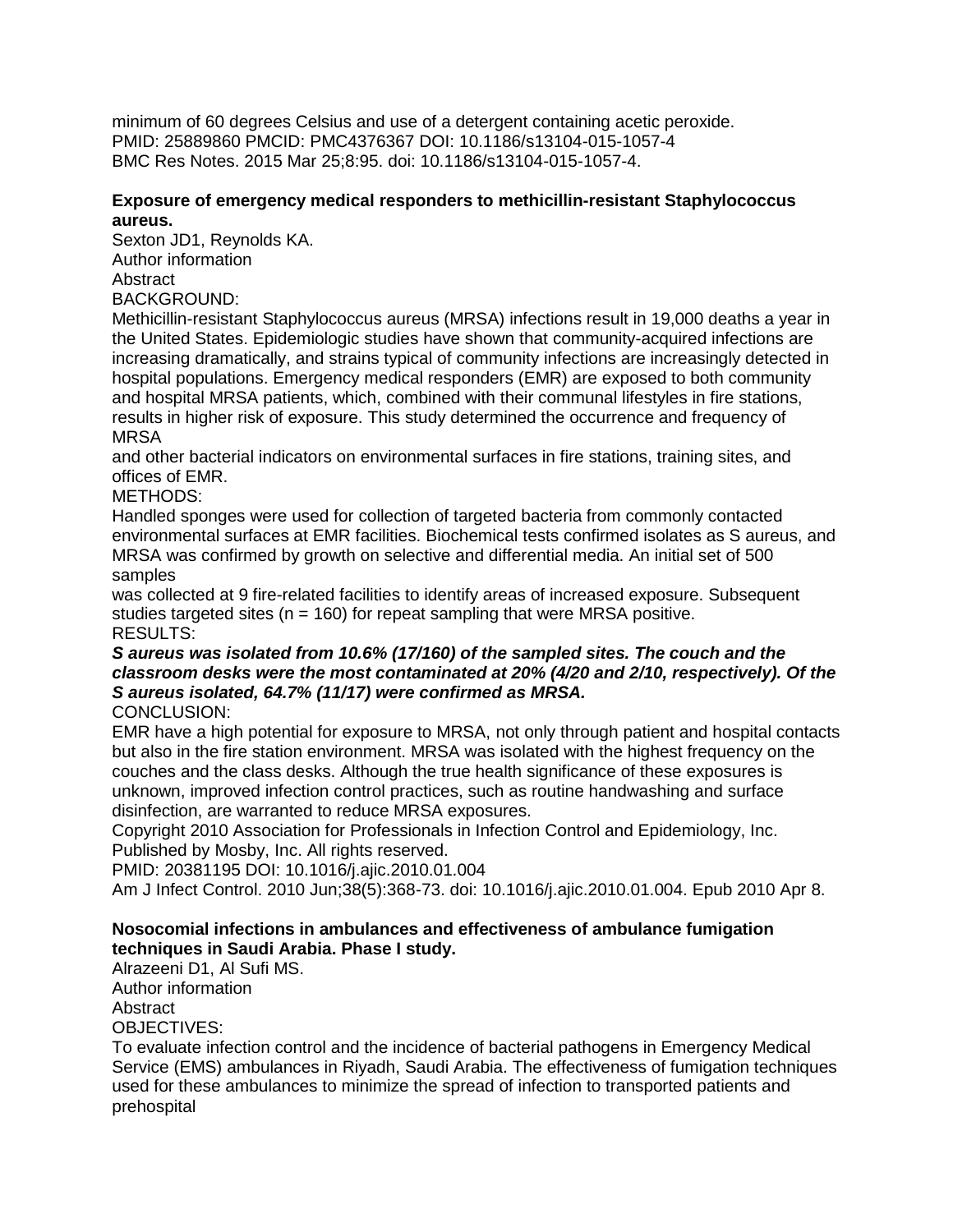minimum of 60 degrees Celsius and use of a detergent containing acetic peroxide.
PMID: 25889860 PMCID: PMC4376367 DOI: 10.1186/s13104-015-1057-4
BMC Res Notes. 2015 Mar 25;8:95. doi: 10.1186/s13104-015-1057-4.

**Exposure of emergency medical responders to methicillin-resistant Staphylococcus aureus.**

Sexton JD1, Reynolds KA.
Author information
Abstract
BACKGROUND:
Methicillin-resistant Staphylococcus aureus (MRSA) infections result in 19,000 deaths a year in the United States. Epidemiologic studies have shown that community-acquired infections are increasing dramatically, and strains typical of community infections are increasingly detected in hospital populations. Emergency medical responders (EMR) are exposed to both community and hospital MRSA patients, which, combined with their communal lifestyles in fire stations, results in higher risk of exposure. This study determined the occurrence and frequency of MRSA
and other bacterial indicators on environmental surfaces in fire stations, training sites, and offices of EMR.
METHODS:
Handled sponges were used for collection of targeted bacteria from commonly contacted environmental surfaces at EMR facilities. Biochemical tests confirmed isolates as S aureus, and MRSA was confirmed by growth on selective and differential media. An initial set of 500 samples
was collected at 9 fire-related facilities to identify areas of increased exposure. Subsequent studies targeted sites (n = 160) for repeat sampling that were MRSA positive.
RESULTS:
***S aureus was isolated from 10.6% (17/160) of the sampled sites. The couch and the classroom desks were the most contaminated at 20% (4/20 and 2/10, respectively). Of the S aureus isolated, 64.7% (11/17) were confirmed as MRSA.***
CONCLUSION:
EMR have a high potential for exposure to MRSA, not only through patient and hospital contacts but also in the fire station environment. MRSA was isolated with the highest frequency on the couches and the class desks. Although the true health significance of these exposures is unknown, improved infection control practices, such as routine handwashing and surface disinfection, are warranted to reduce MRSA exposures.
Copyright 2010 Association for Professionals in Infection Control and Epidemiology, Inc. Published by Mosby, Inc. All rights reserved.
PMID: 20381195 DOI: 10.1016/j.ajic.2010.01.004
Am J Infect Control. 2010 Jun;38(5):368-73. doi: 10.1016/j.ajic.2010.01.004. Epub 2010 Apr 8.

**Nosocomial infections in ambulances and effectiveness of ambulance fumigation techniques in Saudi Arabia. Phase I study.**

Alrazeeni D1, Al Sufi MS.
Author information
Abstract
OBJECTIVES:
To evaluate infection control and the incidence of bacterial pathogens in Emergency Medical Service (EMS) ambulances in Riyadh, Saudi Arabia. The effectiveness of fumigation techniques used for these ambulances to minimize the spread of infection to transported patients and prehospital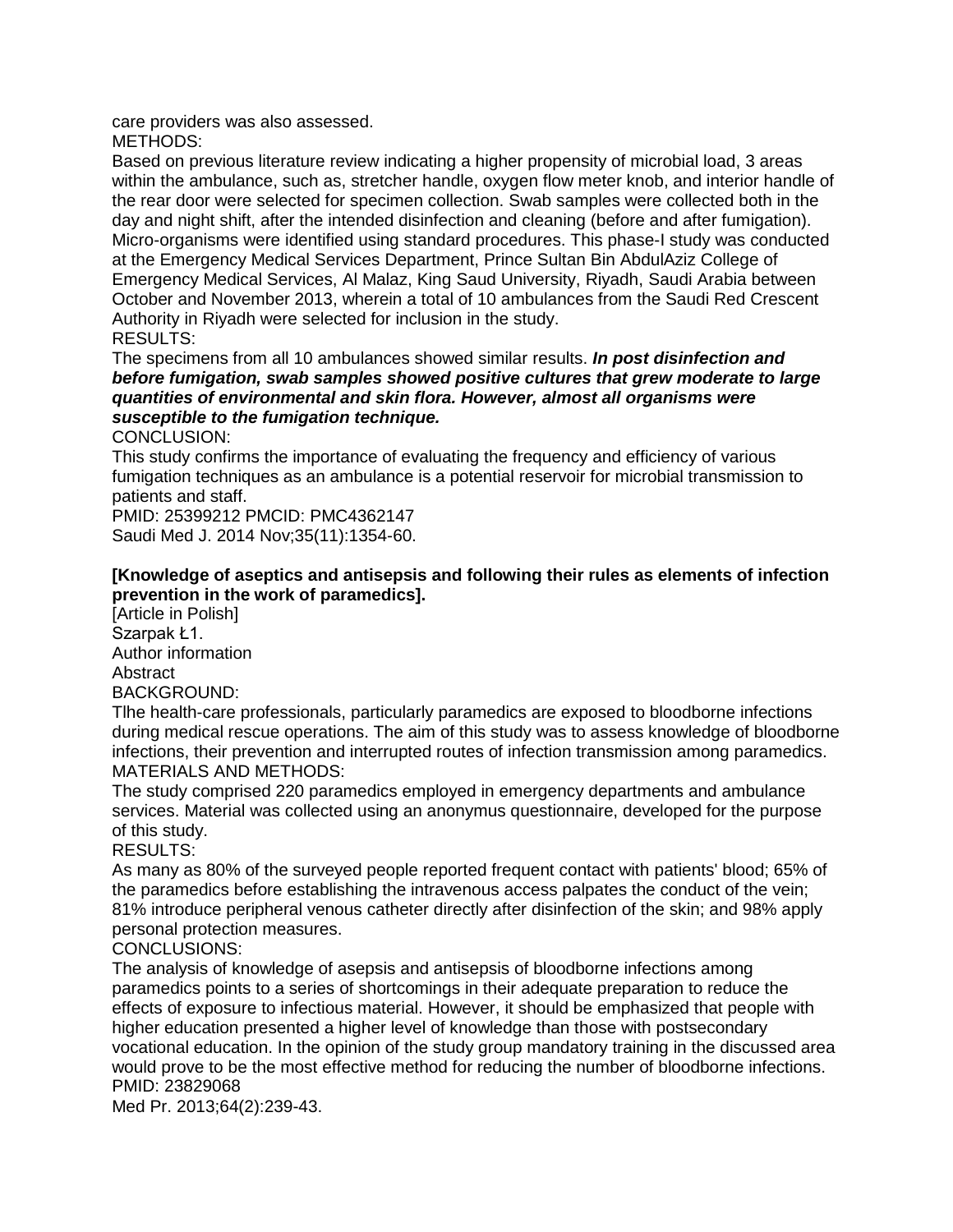care providers was also assessed.
METHODS:
Based on previous literature review indicating a higher propensity of microbial load, 3 areas within the ambulance, such as, stretcher handle, oxygen flow meter knob, and interior handle of the rear door were selected for specimen collection. Swab samples were collected both in the day and night shift, after the intended disinfection and cleaning (before and after fumigation). Micro-organisms were identified using standard procedures. This phase-I study was conducted at the Emergency Medical Services Department, Prince Sultan Bin AbdulAziz College of Emergency Medical Services, Al Malaz, King Saud University, Riyadh, Saudi Arabia between October and November 2013, wherein a total of 10 ambulances from the Saudi Red Crescent Authority in Riyadh were selected for inclusion in the study.
RESULTS:
The specimens from all 10 ambulances showed similar results. ***In post disinfection and before fumigation, swab samples showed positive cultures that grew moderate to large quantities of environmental and skin flora. However, almost all organisms were susceptible to the fumigation technique.***
CONCLUSION:
This study confirms the importance of evaluating the frequency and efficiency of various fumigation techniques as an ambulance is a potential reservoir for microbial transmission to patients and staff.
PMID: 25399212 PMCID: PMC4362147
Saudi Med J. 2014 Nov;35(11):1354-60.

**[Knowledge of aseptics and antisepsis and following their rules as elements of infection prevention in the work of paramedics].**
[Article in Polish]
Szarpak Ł1.
Author information
Abstract
BACKGROUND:
Tlhe health-care professionals, particularly paramedics are exposed to bloodborne infections during medical rescue operations. The aim of this study was to assess knowledge of bloodborne infections, their prevention and interrupted routes of infection transmission among paramedics.
MATERIALS AND METHODS:
The study comprised 220 paramedics employed in emergency departments and ambulance services. Material was collected using an anonymus questionnaire, developed for the purpose of this study.
RESULTS:
As many as 80% of the surveyed people reported frequent contact with patients' blood; 65% of the paramedics before establishing the intravenous access palpates the conduct of the vein; 81% introduce peripheral venous catheter directly after disinfection of the skin; and 98% apply personal protection measures.
CONCLUSIONS:
The analysis of knowledge of asepsis and antisepsis of bloodborne infections among paramedics points to a series of shortcomings in their adequate preparation to reduce the effects of exposure to infectious material. However, it should be emphasized that people with higher education presented a higher level of knowledge than those with postsecondary vocational education. In the opinion of the study group mandatory training in the discussed area would prove to be the most effective method for reducing the number of bloodborne infections.
PMID: 23829068
Med Pr. 2013;64(2):239-43.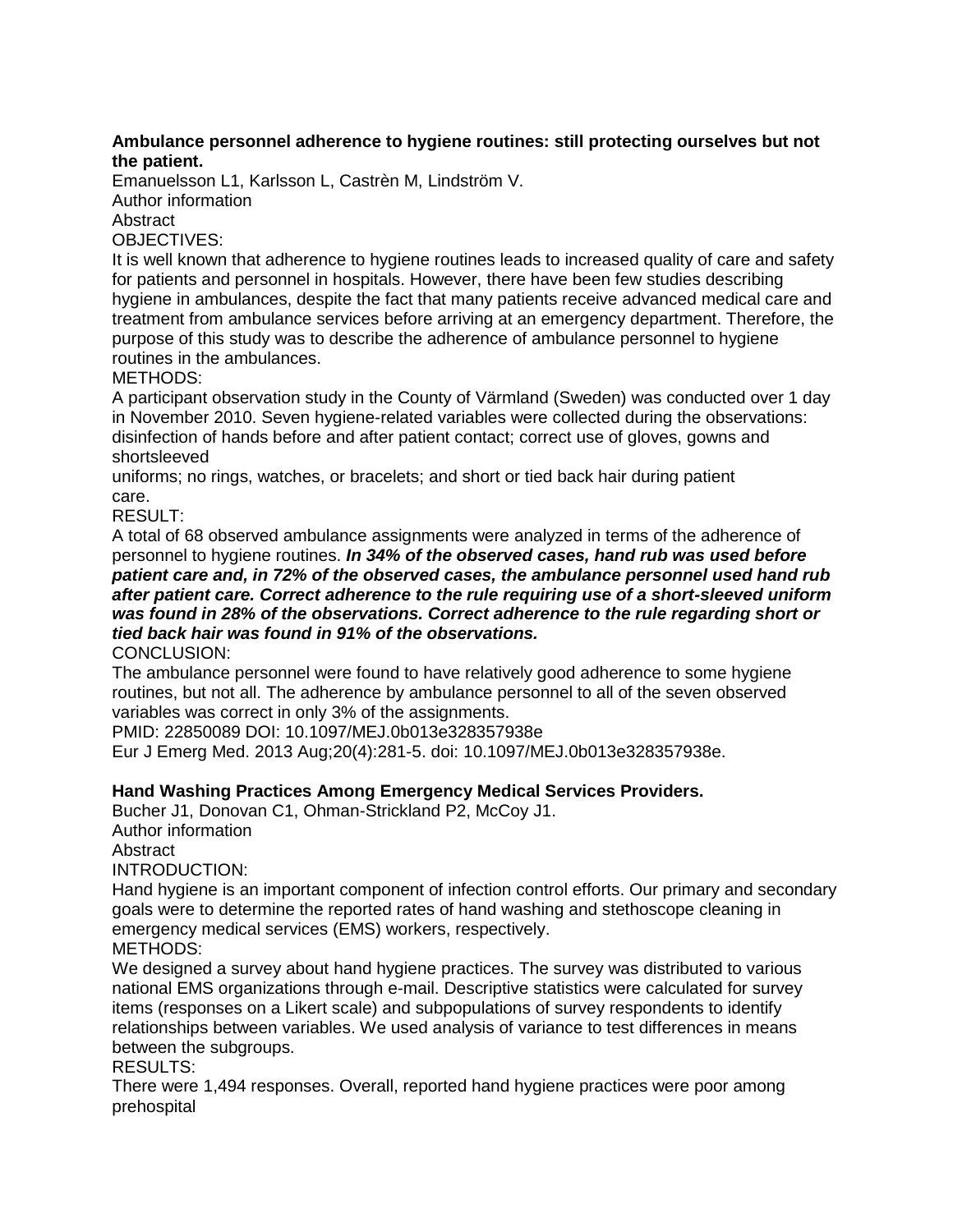**Ambulance personnel adherence to hygiene routines: still protecting ourselves but not the patient.**

Emanuelsson L1, Karlsson L, Castrèn M, Lindström V.

Author information

Abstract

OBJECTIVES:

It is well known that adherence to hygiene routines leads to increased quality of care and safety for patients and personnel in hospitals. However, there have been few studies describing hygiene in ambulances, despite the fact that many patients receive advanced medical care and treatment from ambulance services before arriving at an emergency department. Therefore, the purpose of this study was to describe the adherence of ambulance personnel to hygiene routines in the ambulances.

METHODS:

A participant observation study in the County of Värmland (Sweden) was conducted over 1 day in November 2010. Seven hygiene-related variables were collected during the observations: disinfection of hands before and after patient contact; correct use of gloves, gowns and shortsleeved uniforms; no rings, watches, or bracelets; and short or tied back hair during patient care.

RESULT:

A total of 68 observed ambulance assignments were analyzed in terms of the adherence of personnel to hygiene routines. ***In 34% of the observed cases, hand rub was used before patient care and, in 72% of the observed cases, the ambulance personnel used hand rub after patient care. Correct adherence to the rule requiring use of a short-sleeved uniform was found in 28% of the observations. Correct adherence to the rule regarding short or tied back hair was found in 91% of the observations.***

CONCLUSION:

The ambulance personnel were found to have relatively good adherence to some hygiene routines, but not all. The adherence by ambulance personnel to all of the seven observed variables was correct in only 3% of the assignments.

PMID: 22850089 DOI: 10.1097/MEJ.0b013e328357938e

Eur J Emerg Med. 2013 Aug;20(4):281-5. doi: 10.1097/MEJ.0b013e328357938e.

**Hand Washing Practices Among Emergency Medical Services Providers.**

Bucher J1, Donovan C1, Ohman-Strickland P2, McCoy J1.

Author information

Abstract

INTRODUCTION:

Hand hygiene is an important component of infection control efforts. Our primary and secondary goals were to determine the reported rates of hand washing and stethoscope cleaning in emergency medical services (EMS) workers, respectively.

METHODS:

We designed a survey about hand hygiene practices. The survey was distributed to various national EMS organizations through e-mail. Descriptive statistics were calculated for survey items (responses on a Likert scale) and subpopulations of survey respondents to identify relationships between variables. We used analysis of variance to test differences in means between the subgroups.

RESULTS:

There were 1,494 responses. Overall, reported hand hygiene practices were poor among prehospital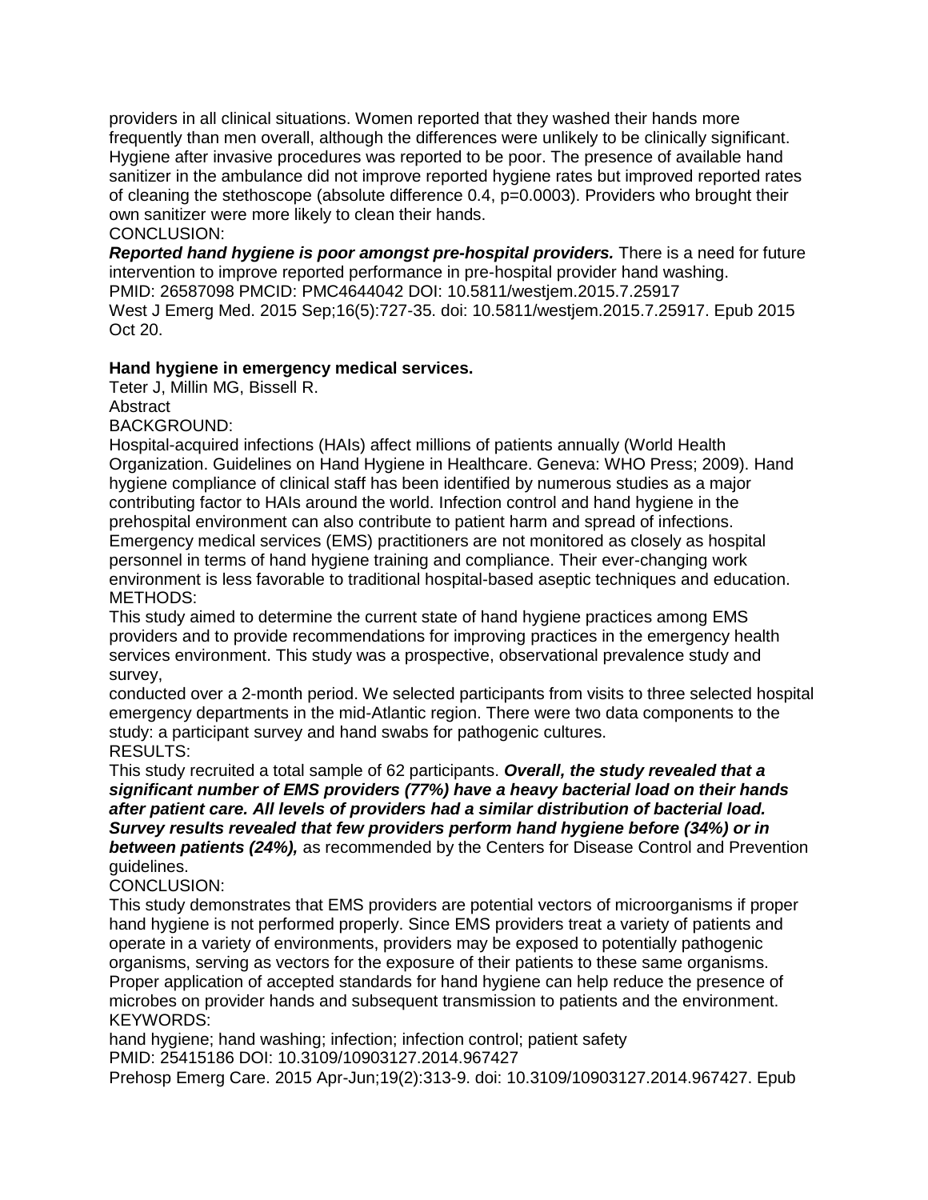providers in all clinical situations. Women reported that they washed their hands more frequently than men overall, although the differences were unlikely to be clinically significant. Hygiene after invasive procedures was reported to be poor. The presence of available hand sanitizer in the ambulance did not improve reported hygiene rates but improved reported rates of cleaning the stethoscope (absolute difference 0.4, p=0.0003). Providers who brought their own sanitizer were more likely to clean their hands.
CONCLUSION:
***Reported hand hygiene is poor amongst pre-hospital providers.*** There is a need for future intervention to improve reported performance in pre-hospital provider hand washing.
PMID: 26587098 PMCID: PMC4644042 DOI: 10.5811/westjem.2015.7.25917
West J Emerg Med. 2015 Sep;16(5):727-35. doi: 10.5811/westjem.2015.7.25917. Epub 2015 Oct 20.

**Hand hygiene in emergency medical services.**
Teter J, Millin MG, Bissell R.
Abstract
BACKGROUND:
Hospital-acquired infections (HAIs) affect millions of patients annually (World Health Organization. Guidelines on Hand Hygiene in Healthcare. Geneva: WHO Press; 2009). Hand hygiene compliance of clinical staff has been identified by numerous studies as a major contributing factor to HAIs around the world. Infection control and hand hygiene in the prehospital environment can also contribute to patient harm and spread of infections. Emergency medical services (EMS) practitioners are not monitored as closely as hospital personnel in terms of hand hygiene training and compliance. Their ever-changing work environment is less favorable to traditional hospital-based aseptic techniques and education.
METHODS:
This study aimed to determine the current state of hand hygiene practices among EMS providers and to provide recommendations for improving practices in the emergency health services environment. This study was a prospective, observational prevalence study and survey,
conducted over a 2-month period. We selected participants from visits to three selected hospital emergency departments in the mid-Atlantic region. There were two data components to the study: a participant survey and hand swabs for pathogenic cultures.
RESULTS:
This study recruited a total sample of 62 participants. ***Overall, the study revealed that a significant number of EMS providers (77%) have a heavy bacterial load on their hands after patient care. All levels of providers had a similar distribution of bacterial load. Survey results revealed that few providers perform hand hygiene before (34%) or in between patients (24%),*** as recommended by the Centers for Disease Control and Prevention guidelines.
CONCLUSION:
This study demonstrates that EMS providers are potential vectors of microorganisms if proper hand hygiene is not performed properly. Since EMS providers treat a variety of patients and operate in a variety of environments, providers may be exposed to potentially pathogenic organisms, serving as vectors for the exposure of their patients to these same organisms. Proper application of accepted standards for hand hygiene can help reduce the presence of microbes on provider hands and subsequent transmission to patients and the environment.
KEYWORDS:
hand hygiene; hand washing; infection; infection control; patient safety
PMID: 25415186 DOI: 10.3109/10903127.2014.967427
Prehosp Emerg Care. 2015 Apr-Jun;19(2):313-9. doi: 10.3109/10903127.2014.967427. Epub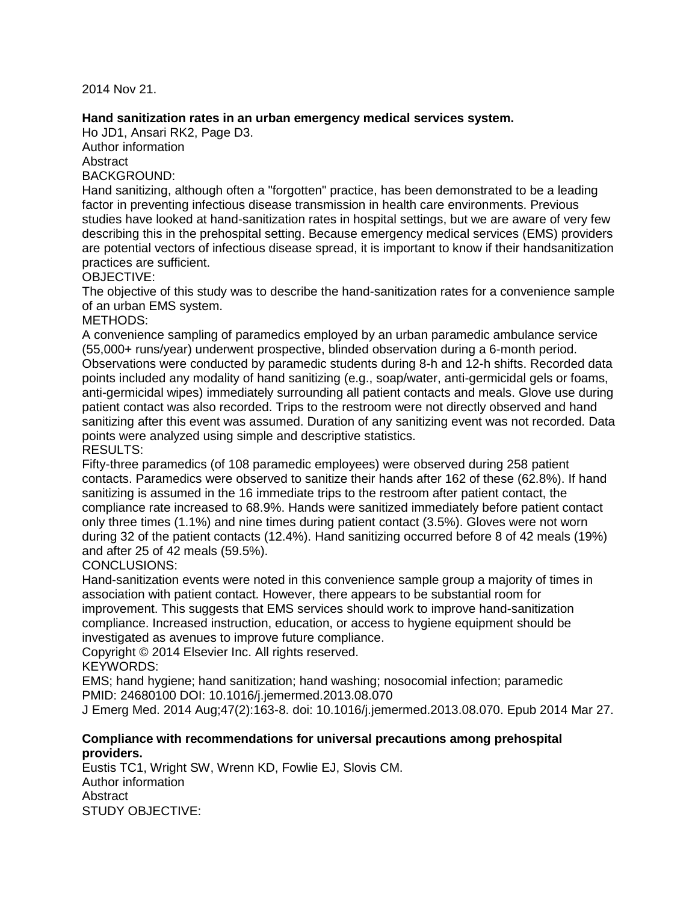2014 Nov 21.

**Hand sanitization rates in an urban emergency medical services system.**

Ho JD1, Ansari RK2, Page D3.

Author information

Abstract

BACKGROUND:

Hand sanitizing, although often a "forgotten" practice, has been demonstrated to be a leading factor in preventing infectious disease transmission in health care environments. Previous studies have looked at hand-sanitization rates in hospital settings, but we are aware of very few describing this in the prehospital setting. Because emergency medical services (EMS) providers are potential vectors of infectious disease spread, it is important to know if their handsanitization practices are sufficient.

OBJECTIVE:

The objective of this study was to describe the hand-sanitization rates for a convenience sample of an urban EMS system.

METHODS:

A convenience sampling of paramedics employed by an urban paramedic ambulance service (55,000+ runs/year) underwent prospective, blinded observation during a 6-month period. Observations were conducted by paramedic students during 8-h and 12-h shifts. Recorded data points included any modality of hand sanitizing (e.g., soap/water, anti-germicidal gels or foams, anti-germicidal wipes) immediately surrounding all patient contacts and meals. Glove use during patient contact was also recorded. Trips to the restroom were not directly observed and hand sanitizing after this event was assumed. Duration of any sanitizing event was not recorded. Data points were analyzed using simple and descriptive statistics.

RESULTS:

Fifty-three paramedics (of 108 paramedic employees) were observed during 258 patient contacts. Paramedics were observed to sanitize their hands after 162 of these (62.8%). If hand sanitizing is assumed in the 16 immediate trips to the restroom after patient contact, the compliance rate increased to 68.9%. Hands were sanitized immediately before patient contact only three times (1.1%) and nine times during patient contact (3.5%). Gloves were not worn during 32 of the patient contacts (12.4%). Hand sanitizing occurred before 8 of 42 meals (19%) and after 25 of 42 meals (59.5%).

CONCLUSIONS:

Hand-sanitization events were noted in this convenience sample group a majority of times in association with patient contact. However, there appears to be substantial room for improvement. This suggests that EMS services should work to improve hand-sanitization compliance. Increased instruction, education, or access to hygiene equipment should be investigated as avenues to improve future compliance.

Copyright © 2014 Elsevier Inc. All rights reserved.

KEYWORDS:

EMS; hand hygiene; hand sanitization; hand washing; nosocomial infection; paramedic

PMID: 24680100 DOI: 10.1016/j.jemermed.2013.08.070

J Emerg Med. 2014 Aug;47(2):163-8. doi: 10.1016/j.jemermed.2013.08.070. Epub 2014 Mar 27.

**Compliance with recommendations for universal precautions among prehospital providers.**

Eustis TC1, Wright SW, Wrenn KD, Fowlie EJ, Slovis CM.

Author information

Abstract

STUDY OBJECTIVE: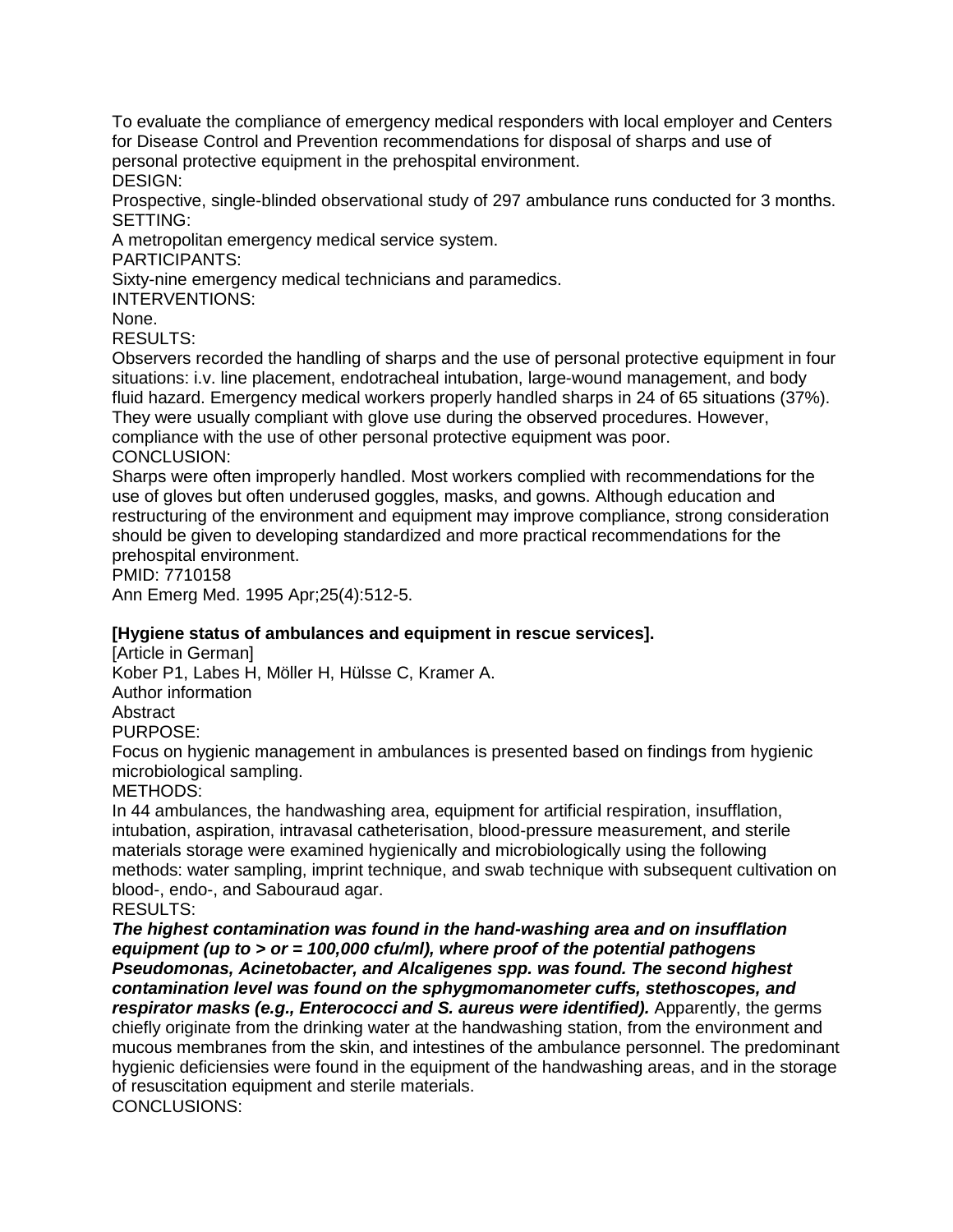To evaluate the compliance of emergency medical responders with local employer and Centers for Disease Control and Prevention recommendations for disposal of sharps and use of personal protective equipment in the prehospital environment.

DESIGN:

Prospective, single-blinded observational study of 297 ambulance runs conducted for 3 months.

SETTING:

A metropolitan emergency medical service system.

PARTICIPANTS:

Sixty-nine emergency medical technicians and paramedics.

INTERVENTIONS:

None.

RESULTS:

Observers recorded the handling of sharps and the use of personal protective equipment in four situations: i.v. line placement, endotracheal intubation, large-wound management, and body fluid hazard. Emergency medical workers properly handled sharps in 24 of 65 situations (37%). They were usually compliant with glove use during the observed procedures. However, compliance with the use of other personal protective equipment was poor.

CONCLUSION:

Sharps were often improperly handled. Most workers complied with recommendations for the use of gloves but often underused goggles, masks, and gowns. Although education and restructuring of the environment and equipment may improve compliance, strong consideration should be given to developing standardized and more practical recommendations for the prehospital environment.

PMID: 7710158

Ann Emerg Med. 1995 Apr;25(4):512-5.

**[Hygiene status of ambulances and equipment in rescue services].**

[Article in German]

Kober P1, Labes H, Möller H, Hülsse C, Kramer A.

Author information

Abstract

PURPOSE:

Focus on hygienic management in ambulances is presented based on findings from hygienic microbiological sampling.

METHODS:

In 44 ambulances, the handwashing area, equipment for artificial respiration, insufflation, intubation, aspiration, intravasal catheterisation, blood-pressure measurement, and sterile materials storage were examined hygienically and microbiologically using the following methods: water sampling, imprint technique, and swab technique with subsequent cultivation on blood-, endo-, and Sabouraud agar.

RESULTS:

***The highest contamination was found in the hand-washing area and on insufflation equipment (up to > or = 100,000 cfu/ml), where proof of the potential pathogens Pseudomonas, Acinetobacter, and Alcaligenes spp. was found. The second highest contamination level was found on the sphygmomanometer cuffs, stethoscopes, and respirator masks (e.g., Enterococci and S. aureus were identified).*** Apparently, the germs chiefly originate from the drinking water at the handwashing station, from the environment and mucous membranes from the skin, and intestines of the ambulance personnel. The predominant hygienic deficiencies were found in the equipment of the handwashing areas, and in the storage of resuscitation equipment and sterile materials.

CONCLUSIONS: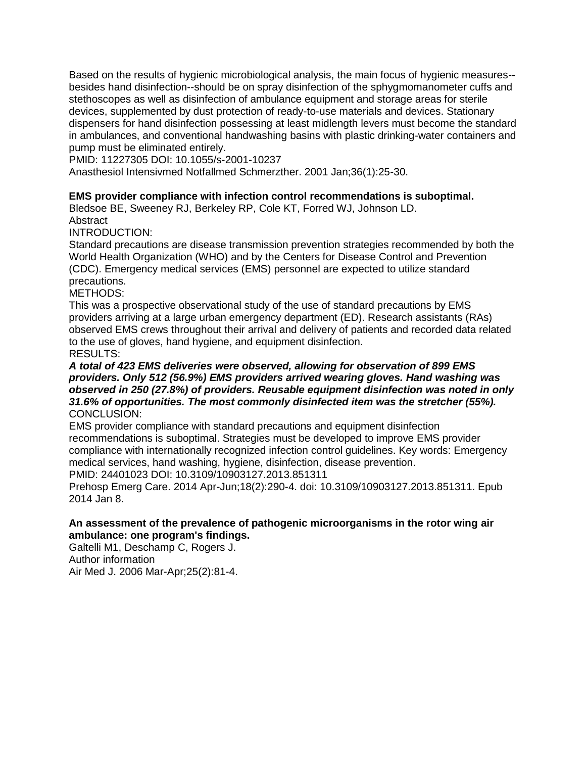Based on the results of hygienic microbiological analysis, the main focus of hygienic measures--besides hand disinfection--should be on spray disinfection of the sphygmomanometer cuffs and stethoscopes as well as disinfection of ambulance equipment and storage areas for sterile devices, supplemented by dust protection of ready-to-use materials and devices. Stationary dispensers for hand disinfection possessing at least midlength levers must become the standard in ambulances, and conventional handwashing basins with plastic drinking-water containers and pump must be eliminated entirely.
PMID: 11227305 DOI: 10.1055/s-2001-10237
Anasthesiol Intensivmed Notfallmed Schmerzther. 2001 Jan;36(1):25-30.

**EMS provider compliance with infection control recommendations is suboptimal.**
Bledsoe BE, Sweeney RJ, Berkeley RP, Cole KT, Forred WJ, Johnson LD.
Abstract
INTRODUCTION:
Standard precautions are disease transmission prevention strategies recommended by both the World Health Organization (WHO) and by the Centers for Disease Control and Prevention (CDC). Emergency medical services (EMS) personnel are expected to utilize standard precautions.
METHODS:
This was a prospective observational study of the use of standard precautions by EMS providers arriving at a large urban emergency department (ED). Research assistants (RAs) observed EMS crews throughout their arrival and delivery of patients and recorded data related to the use of gloves, hand hygiene, and equipment disinfection.
RESULTS:
***A total of 423 EMS deliveries were observed, allowing for observation of 899 EMS providers. Only 512 (56.9%) EMS providers arrived wearing gloves. Hand washing was observed in 250 (27.8%) of providers. Reusable equipment disinfection was noted in only 31.6% of opportunities. The most commonly disinfected item was the stretcher (55%).***
CONCLUSION:
EMS provider compliance with standard precautions and equipment disinfection recommendations is suboptimal. Strategies must be developed to improve EMS provider compliance with internationally recognized infection control guidelines. Key words: Emergency medical services, hand washing, hygiene, disinfection, disease prevention.
PMID: 24401023 DOI: 10.3109/10903127.2013.851311
Prehosp Emerg Care. 2014 Apr-Jun;18(2):290-4. doi: 10.3109/10903127.2013.851311. Epub 2014 Jan 8.

**An assessment of the prevalence of pathogenic microorganisms in the rotor wing air ambulance: one program's findings.**
Galtelli M1, Deschamp C, Rogers J.
Author information
Air Med J. 2006 Mar-Apr;25(2):81-4.